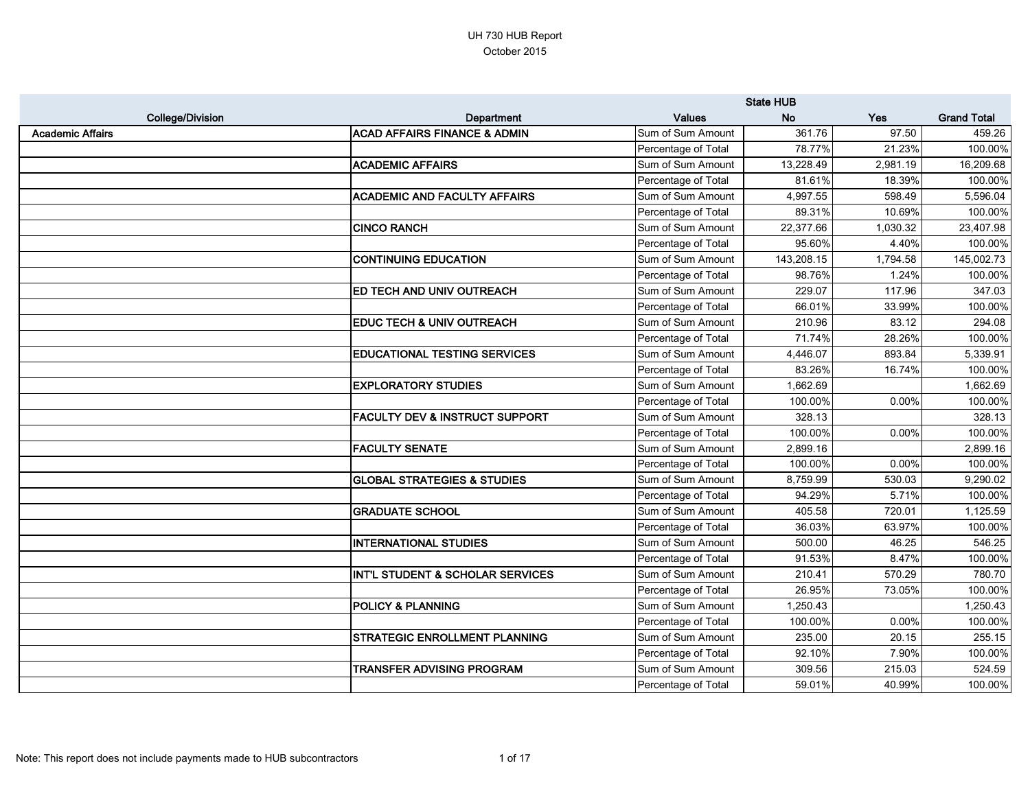# UH 730 HUB Report

October 2015

| College/Division | Department | Values | State HUB No | Yes | Grand Total |
|---|---|---|---|---|---|
| **Academic Affairs** | **ACAD AFFAIRS FINANCE & ADMIN** | Sum of Sum Amount | 361.76 | 97.50 | 459.26 |
| | | Percentage of Total | 78.77% | 21.23% | 100.00% |
| | **ACADEMIC AFFAIRS** | Sum of Sum Amount | 13,228.49 | 2,981.19 | 16,209.68 |
| | | Percentage of Total | 81.61% | 18.39% | 100.00% |
| | **ACADEMIC AND FACULTY AFFAIRS** | Sum of Sum Amount | 4,997.55 | 598.49 | 5,596.04 |
| | | Percentage of Total | 89.31% | 10.69% | 100.00% |
| | **CINCO RANCH** | Sum of Sum Amount | 22,377.66 | 1,030.32 | 23,407.98 |
| | | Percentage of Total | 95.60% | 4.40% | 100.00% |
| | **CONTINUING EDUCATION** | Sum of Sum Amount | 143,208.15 | 1,794.58 | 145,002.73 |
| | | Percentage of Total | 98.76% | 1.24% | 100.00% |
| | **ED TECH AND UNIV OUTREACH** | Sum of Sum Amount | 229.07 | 117.96 | 347.03 |
| | | Percentage of Total | 66.01% | 33.99% | 100.00% |
| | **EDUC TECH & UNIV OUTREACH** | Sum of Sum Amount | 210.96 | 83.12 | 294.08 |
| | | Percentage of Total | 71.74% | 28.26% | 100.00% |
| | **EDUCATIONAL TESTING SERVICES** | Sum of Sum Amount | 4,446.07 | 893.84 | 5,339.91 |
| | | Percentage of Total | 83.26% | 16.74% | 100.00% |
| | **EXPLORATORY STUDIES** | Sum of Sum Amount | 1,662.69 | | 1,662.69 |
| | | Percentage of Total | 100.00% | 0.00% | 100.00% |
| | **FACULTY DEV & INSTRUCT SUPPORT** | Sum of Sum Amount | 328.13 | | 328.13 |
| | | Percentage of Total | 100.00% | 0.00% | 100.00% |
| | **FACULTY SENATE** | Sum of Sum Amount | 2,899.16 | | 2,899.16 |
| | | Percentage of Total | 100.00% | 0.00% | 100.00% |
| | **GLOBAL STRATEGIES & STUDIES** | Sum of Sum Amount | 8,759.99 | 530.03 | 9,290.02 |
| | | Percentage of Total | 94.29% | 5.71% | 100.00% |
| | **GRADUATE SCHOOL** | Sum of Sum Amount | 405.58 | 720.01 | 1,125.59 |
| | | Percentage of Total | 36.03% | 63.97% | 100.00% |
| | **INTERNATIONAL STUDIES** | Sum of Sum Amount | 500.00 | 46.25 | 546.25 |
| | | Percentage of Total | 91.53% | 8.47% | 100.00% |
| | **INT'L STUDENT & SCHOLAR SERVICES** | Sum of Sum Amount | 210.41 | 570.29 | 780.70 |
| | | Percentage of Total | 26.95% | 73.05% | 100.00% |
| | **POLICY & PLANNING** | Sum of Sum Amount | 1,250.43 | | 1,250.43 |
| | | Percentage of Total | 100.00% | 0.00% | 100.00% |
| | **STRATEGIC ENROLLMENT PLANNING** | Sum of Sum Amount | 235.00 | 20.15 | 255.15 |
| | | Percentage of Total | 92.10% | 7.90% | 100.00% |
| | **TRANSFER ADVISING PROGRAM** | Sum of Sum Amount | 309.56 | 215.03 | 524.59 |
| | | Percentage of Total | 59.01% | 40.99% | 100.00% |

Note: This report does not include payments made to HUB subcontractors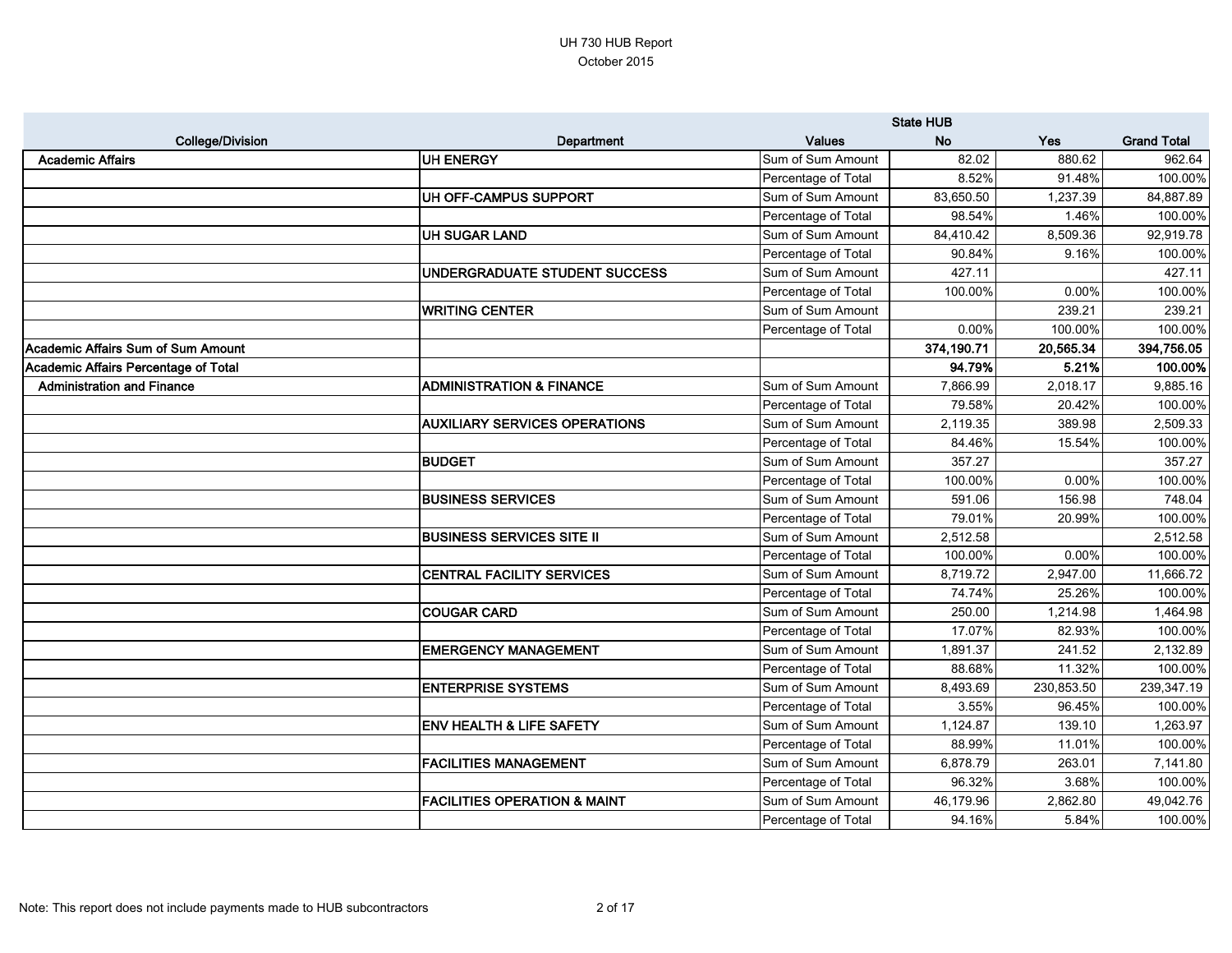UH 730 HUB Report
October 2015

| College/Division | Department | Values | State HUB No | Yes | Grand Total |
|---|---|---|---|---|---|
| **Academic Affairs** | **UH ENERGY** | Sum of Sum Amount | 82.02 | 880.62 | 962.64 |
| | | Percentage of Total | 8.52% | 91.48% | 100.00% |
| | **UH OFF-CAMPUS SUPPORT** | Sum of Sum Amount | 83,650.50 | 1,237.39 | 84,887.89 |
| | | Percentage of Total | 98.54% | 1.46% | 100.00% |
| | **UH SUGAR LAND** | Sum of Sum Amount | 84,410.42 | 8,509.36 | 92,919.78 |
| | | Percentage of Total | 90.84% | 9.16% | 100.00% |
| | **UNDERGRADUATE STUDENT SUCCESS** | Sum of Sum Amount | 427.11 | | 427.11 |
| | | Percentage of Total | 100.00% | 0.00% | 100.00% |
| | **WRITING CENTER** | Sum of Sum Amount | | 239.21 | 239.21 |
| | | Percentage of Total | 0.00% | 100.00% | 100.00% |
| **Academic Affairs Sum of Sum Amount** | | | **374,190.71** | **20,565.34** | **394,756.05** |
| **Academic Affairs Percentage of Total** | | | **94.79%** | **5.21%** | **100.00%** |
| **Administration and Finance** | **ADMINISTRATION & FINANCE** | Sum of Sum Amount | 7,866.99 | 2,018.17 | 9,885.16 |
| | | Percentage of Total | 79.58% | 20.42% | 100.00% |
| | **AUXILIARY SERVICES OPERATIONS** | Sum of Sum Amount | 2,119.35 | 389.98 | 2,509.33 |
| | | Percentage of Total | 84.46% | 15.54% | 100.00% |
| | **BUDGET** | Sum of Sum Amount | 357.27 | | 357.27 |
| | | Percentage of Total | 100.00% | 0.00% | 100.00% |
| | **BUSINESS SERVICES** | Sum of Sum Amount | 591.06 | 156.98 | 748.04 |
| | | Percentage of Total | 79.01% | 20.99% | 100.00% |
| | **BUSINESS SERVICES SITE II** | Sum of Sum Amount | 2,512.58 | | 2,512.58 |
| | | Percentage of Total | 100.00% | 0.00% | 100.00% |
| | **CENTRAL FACILITY SERVICES** | Sum of Sum Amount | 8,719.72 | 2,947.00 | 11,666.72 |
| | | Percentage of Total | 74.74% | 25.26% | 100.00% |
| | **COUGAR CARD** | Sum of Sum Amount | 250.00 | 1,214.98 | 1,464.98 |
| | | Percentage of Total | 17.07% | 82.93% | 100.00% |
| | **EMERGENCY MANAGEMENT** | Sum of Sum Amount | 1,891.37 | 241.52 | 2,132.89 |
| | | Percentage of Total | 88.68% | 11.32% | 100.00% |
| | **ENTERPRISE SYSTEMS** | Sum of Sum Amount | 8,493.69 | 230,853.50 | 239,347.19 |
| | | Percentage of Total | 3.55% | 96.45% | 100.00% |
| | **ENV HEALTH & LIFE SAFETY** | Sum of Sum Amount | 1,124.87 | 139.10 | 1,263.97 |
| | | Percentage of Total | 88.99% | 11.01% | 100.00% |
| | **FACILITIES MANAGEMENT** | Sum of Sum Amount | 6,878.79 | 263.01 | 7,141.80 |
| | | Percentage of Total | 96.32% | 3.68% | 100.00% |
| | **FACILITIES OPERATION & MAINT** | Sum of Sum Amount | 46,179.96 | 2,862.80 | 49,042.76 |
| | | Percentage of Total | 94.16% | 5.84% | 100.00% |

Note: This report does not include payments made to HUB subcontractors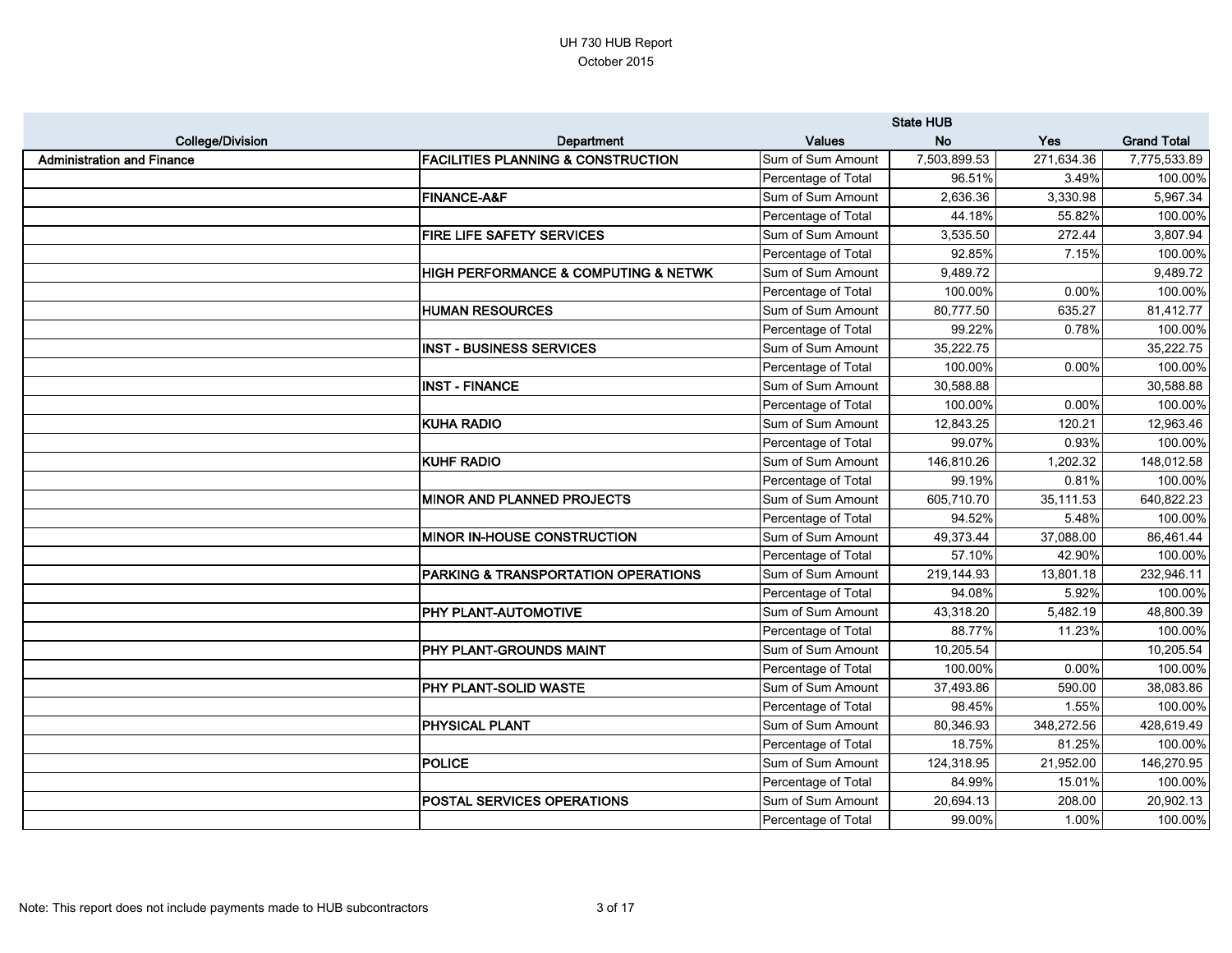# UH 730 HUB Report

October 2015

| College/Division | Department | Values | State HUB No | Yes | Grand Total |
|---|---|---|---|---|---|
| **Administration and Finance** | **FACILITIES PLANNING & CONSTRUCTION** | Sum of Sum Amount | 7,503,899.53 | 271,634.36 | 7,775,533.89 |
| | | Percentage of Total | 96.51% | 3.49% | 100.00% |
| | **FINANCE-A&F** | Sum of Sum Amount | 2,636.36 | 3,330.98 | 5,967.34 |
| | | Percentage of Total | 44.18% | 55.82% | 100.00% |
| | **FIRE LIFE SAFETY SERVICES** | Sum of Sum Amount | 3,535.50 | 272.44 | 3,807.94 |
| | | Percentage of Total | 92.85% | 7.15% | 100.00% |
| | **HIGH PERFORMANCE & COMPUTING & NETWK** | Sum of Sum Amount | 9,489.72 | | 9,489.72 |
| | | Percentage of Total | 100.00% | 0.00% | 100.00% |
| | **HUMAN RESOURCES** | Sum of Sum Amount | 80,777.50 | 635.27 | 81,412.77 |
| | | Percentage of Total | 99.22% | 0.78% | 100.00% |
| | **INST - BUSINESS SERVICES** | Sum of Sum Amount | 35,222.75 | | 35,222.75 |
| | | Percentage of Total | 100.00% | 0.00% | 100.00% |
| | **INST - FINANCE** | Sum of Sum Amount | 30,588.88 | | 30,588.88 |
| | | Percentage of Total | 100.00% | 0.00% | 100.00% |
| | **KUHA RADIO** | Sum of Sum Amount | 12,843.25 | 120.21 | 12,963.46 |
| | | Percentage of Total | 99.07% | 0.93% | 100.00% |
| | **KUHF RADIO** | Sum of Sum Amount | 146,810.26 | 1,202.32 | 148,012.58 |
| | | Percentage of Total | 99.19% | 0.81% | 100.00% |
| | **MINOR AND PLANNED PROJECTS** | Sum of Sum Amount | 605,710.70 | 35,111.53 | 640,822.23 |
| | | Percentage of Total | 94.52% | 5.48% | 100.00% |
| | **MINOR IN-HOUSE CONSTRUCTION** | Sum of Sum Amount | 49,373.44 | 37,088.00 | 86,461.44 |
| | | Percentage of Total | 57.10% | 42.90% | 100.00% |
| | **PARKING & TRANSPORTATION OPERATIONS** | Sum of Sum Amount | 219,144.93 | 13,801.18 | 232,946.11 |
| | | Percentage of Total | 94.08% | 5.92% | 100.00% |
| | **PHY PLANT-AUTOMOTIVE** | Sum of Sum Amount | 43,318.20 | 5,482.19 | 48,800.39 |
| | | Percentage of Total | 88.77% | 11.23% | 100.00% |
| | **PHY PLANT-GROUNDS MAINT** | Sum of Sum Amount | 10,205.54 | | 10,205.54 |
| | | Percentage of Total | 100.00% | 0.00% | 100.00% |
| | **PHY PLANT-SOLID WASTE** | Sum of Sum Amount | 37,493.86 | 590.00 | 38,083.86 |
| | | Percentage of Total | 98.45% | 1.55% | 100.00% |
| | **PHYSICAL PLANT** | Sum of Sum Amount | 80,346.93 | 348,272.56 | 428,619.49 |
| | | Percentage of Total | 18.75% | 81.25% | 100.00% |
| | **POLICE** | Sum of Sum Amount | 124,318.95 | 21,952.00 | 146,270.95 |
| | | Percentage of Total | 84.99% | 15.01% | 100.00% |
| | **POSTAL SERVICES OPERATIONS** | Sum of Sum Amount | 20,694.13 | 208.00 | 20,902.13 |
| | | Percentage of Total | 99.00% | 1.00% | 100.00% |

Note: This report does not include payments made to HUB subcontractors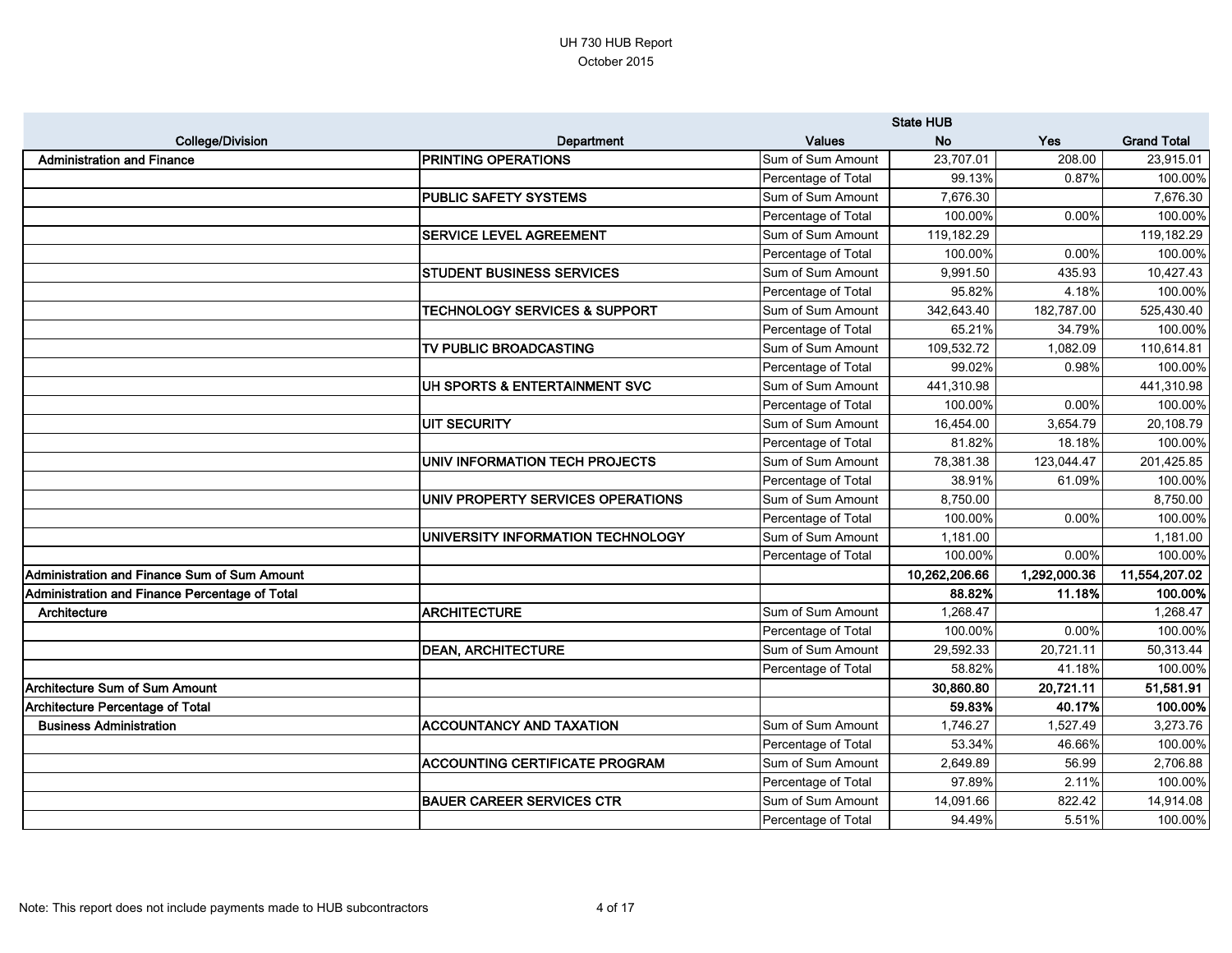UH 730 HUB Report
October 2015

| College/Division | Department | Values | State HUB No | Yes | Grand Total |
|---|---|---|---|---|---|
| Administration and Finance | PRINTING OPERATIONS | Sum of Sum Amount | 23,707.01 | 208.00 | 23,915.01 |
| | | Percentage of Total | 99.13% | 0.87% | 100.00% |
| | PUBLIC SAFETY SYSTEMS | Sum of Sum Amount | 7,676.30 | | 7,676.30 |
| | | Percentage of Total | 100.00% | 0.00% | 100.00% |
| | SERVICE LEVEL AGREEMENT | Sum of Sum Amount | 119,182.29 | | 119,182.29 |
| | | Percentage of Total | 100.00% | 0.00% | 100.00% |
| | STUDENT BUSINESS SERVICES | Sum of Sum Amount | 9,991.50 | 435.93 | 10,427.43 |
| | | Percentage of Total | 95.82% | 4.18% | 100.00% |
| | TECHNOLOGY SERVICES & SUPPORT | Sum of Sum Amount | 342,643.40 | 182,787.00 | 525,430.40 |
| | | Percentage of Total | 65.21% | 34.79% | 100.00% |
| | TV PUBLIC BROADCASTING | Sum of Sum Amount | 109,532.72 | 1,082.09 | 110,614.81 |
| | | Percentage of Total | 99.02% | 0.98% | 100.00% |
| | UH SPORTS & ENTERTAINMENT SVC | Sum of Sum Amount | 441,310.98 | | 441,310.98 |
| | | Percentage of Total | 100.00% | 0.00% | 100.00% |
| | UIT SECURITY | Sum of Sum Amount | 16,454.00 | 3,654.79 | 20,108.79 |
| | | Percentage of Total | 81.82% | 18.18% | 100.00% |
| | UNIV INFORMATION TECH PROJECTS | Sum of Sum Amount | 78,381.38 | 123,044.47 | 201,425.85 |
| | | Percentage of Total | 38.91% | 61.09% | 100.00% |
| | UNIV PROPERTY SERVICES OPERATIONS | Sum of Sum Amount | 8,750.00 | | 8,750.00 |
| | | Percentage of Total | 100.00% | 0.00% | 100.00% |
| | UNIVERSITY INFORMATION TECHNOLOGY | Sum of Sum Amount | 1,181.00 | | 1,181.00 |
| | | Percentage of Total | 100.00% | 0.00% | 100.00% |
| **Administration and Finance Sum of Sum Amount** | | | **10,262,206.66** | **1,292,000.36** | **11,554,207.02** |
| **Administration and Finance Percentage of Total** | | | **88.82%** | **11.18%** | **100.00%** |
| Architecture | ARCHITECTURE | Sum of Sum Amount | 1,268.47 | | 1,268.47 |
| | | Percentage of Total | 100.00% | 0.00% | 100.00% |
| | DEAN, ARCHITECTURE | Sum of Sum Amount | 29,592.33 | 20,721.11 | 50,313.44 |
| | | Percentage of Total | 58.82% | 41.18% | 100.00% |
| **Architecture Sum of Sum Amount** | | | **30,860.80** | **20,721.11** | **51,581.91** |
| **Architecture Percentage of Total** | | | **59.83%** | **40.17%** | **100.00%** |
| Business Administration | ACCOUNTANCY AND TAXATION | Sum of Sum Amount | 1,746.27 | 1,527.49 | 3,273.76 |
| | | Percentage of Total | 53.34% | 46.66% | 100.00% |
| | ACCOUNTING CERTIFICATE PROGRAM | Sum of Sum Amount | 2,649.89 | 56.99 | 2,706.88 |
| | | Percentage of Total | 97.89% | 2.11% | 100.00% |
| | BAUER CAREER SERVICES CTR | Sum of Sum Amount | 14,091.66 | 822.42 | 14,914.08 |
| | | Percentage of Total | 94.49% | 5.51% | 100.00% |

Note: This report does not include payments made to HUB subcontractors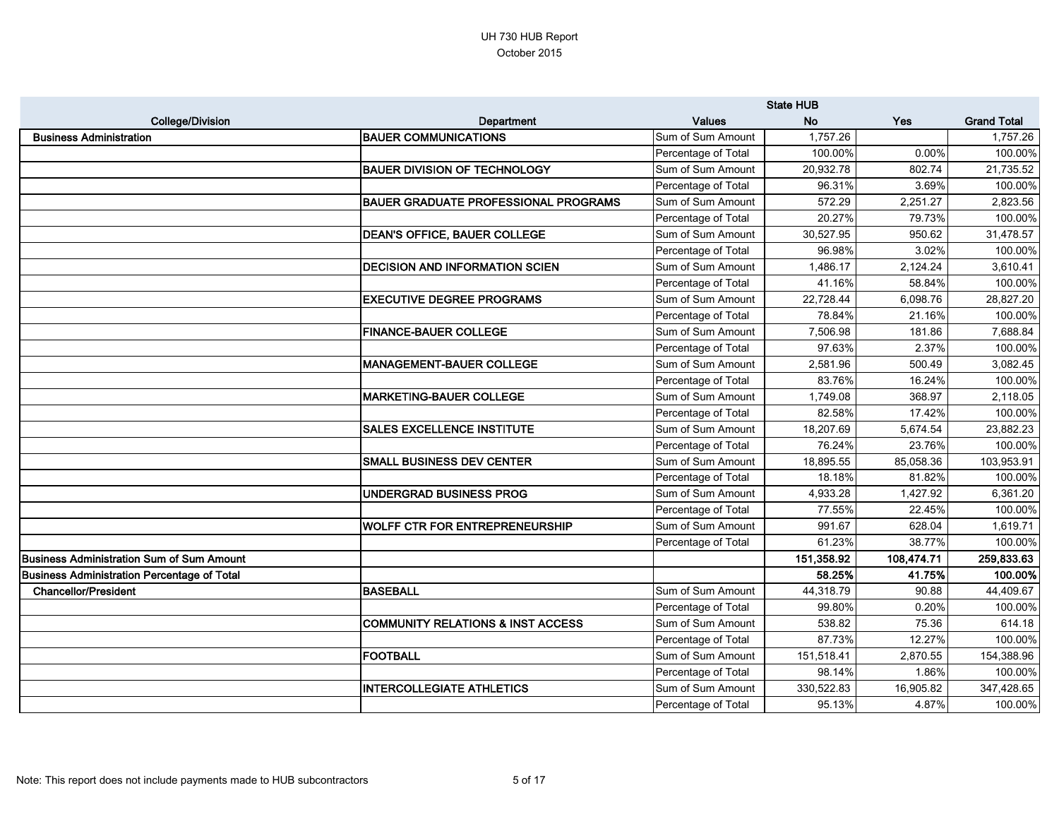UH 730 HUB Report
October 2015

| College/Division | Department | Values | State HUB | | |
|---|---|---|---|---|---|
| | | | No | Yes | Grand Total |
| **Business Administration** | **BAUER COMMUNICATIONS** | Sum of Sum Amount | 1,757.26 | | 1,757.26 |
| | | Percentage of Total | 100.00% | 0.00% | 100.00% |
| | **BAUER DIVISION OF TECHNOLOGY** | Sum of Sum Amount | 20,932.78 | 802.74 | 21,735.52 |
| | | Percentage of Total | 96.31% | 3.69% | 100.00% |
| | **BAUER GRADUATE PROFESSIONAL PROGRAMS** | Sum of Sum Amount | 572.29 | 2,251.27 | 2,823.56 |
| | | Percentage of Total | 20.27% | 79.73% | 100.00% |
| | **DEAN'S OFFICE, BAUER COLLEGE** | Sum of Sum Amount | 30,527.95 | 950.62 | 31,478.57 |
| | | Percentage of Total | 96.98% | 3.02% | 100.00% |
| | **DECISION AND INFORMATION SCIEN** | Sum of Sum Amount | 1,486.17 | 2,124.24 | 3,610.41 |
| | | Percentage of Total | 41.16% | 58.84% | 100.00% |
| | **EXECUTIVE DEGREE PROGRAMS** | Sum of Sum Amount | 22,728.44 | 6,098.76 | 28,827.20 |
| | | Percentage of Total | 78.84% | 21.16% | 100.00% |
| | **FINANCE-BAUER COLLEGE** | Sum of Sum Amount | 7,506.98 | 181.86 | 7,688.84 |
| | | Percentage of Total | 97.63% | 2.37% | 100.00% |
| | **MANAGEMENT-BAUER COLLEGE** | Sum of Sum Amount | 2,581.96 | 500.49 | 3,082.45 |
| | | Percentage of Total | 83.76% | 16.24% | 100.00% |
| | **MARKETING-BAUER COLLEGE** | Sum of Sum Amount | 1,749.08 | 368.97 | 2,118.05 |
| | | Percentage of Total | 82.58% | 17.42% | 100.00% |
| | **SALES EXCELLENCE INSTITUTE** | Sum of Sum Amount | 18,207.69 | 5,674.54 | 23,882.23 |
| | | Percentage of Total | 76.24% | 23.76% | 100.00% |
| | **SMALL BUSINESS DEV CENTER** | Sum of Sum Amount | 18,895.55 | 85,058.36 | 103,953.91 |
| | | Percentage of Total | 18.18% | 81.82% | 100.00% |
| | **UNDERGRAD BUSINESS PROG** | Sum of Sum Amount | 4,933.28 | 1,427.92 | 6,361.20 |
| | | Percentage of Total | 77.55% | 22.45% | 100.00% |
| | **WOLFF CTR FOR ENTREPRENEURSHIP** | Sum of Sum Amount | 991.67 | 628.04 | 1,619.71 |
| | | Percentage of Total | 61.23% | 38.77% | 100.00% |
| **Business Administration Sum of Sum Amount** | | | **151,358.92** | **108,474.71** | **259,833.63** |
| **Business Administration Percentage of Total** | | | **58.25%** | **41.75%** | **100.00%** |
| **Chancellor/President** | **BASEBALL** | Sum of Sum Amount | 44,318.79 | 90.88 | 44,409.67 |
| | | Percentage of Total | 99.80% | 0.20% | 100.00% |
| | **COMMUNITY RELATIONS & INST ACCESS** | Sum of Sum Amount | 538.82 | 75.36 | 614.18 |
| | | Percentage of Total | 87.73% | 12.27% | 100.00% |
| | **FOOTBALL** | Sum of Sum Amount | 151,518.41 | 2,870.55 | 154,388.96 |
| | | Percentage of Total | 98.14% | 1.86% | 100.00% |
| | **INTERCOLLEGIATE ATHLETICS** | Sum of Sum Amount | 330,522.83 | 16,905.82 | 347,428.65 |
| | | Percentage of Total | 95.13% | 4.87% | 100.00% |

Note: This report does not include payments made to HUB subcontractors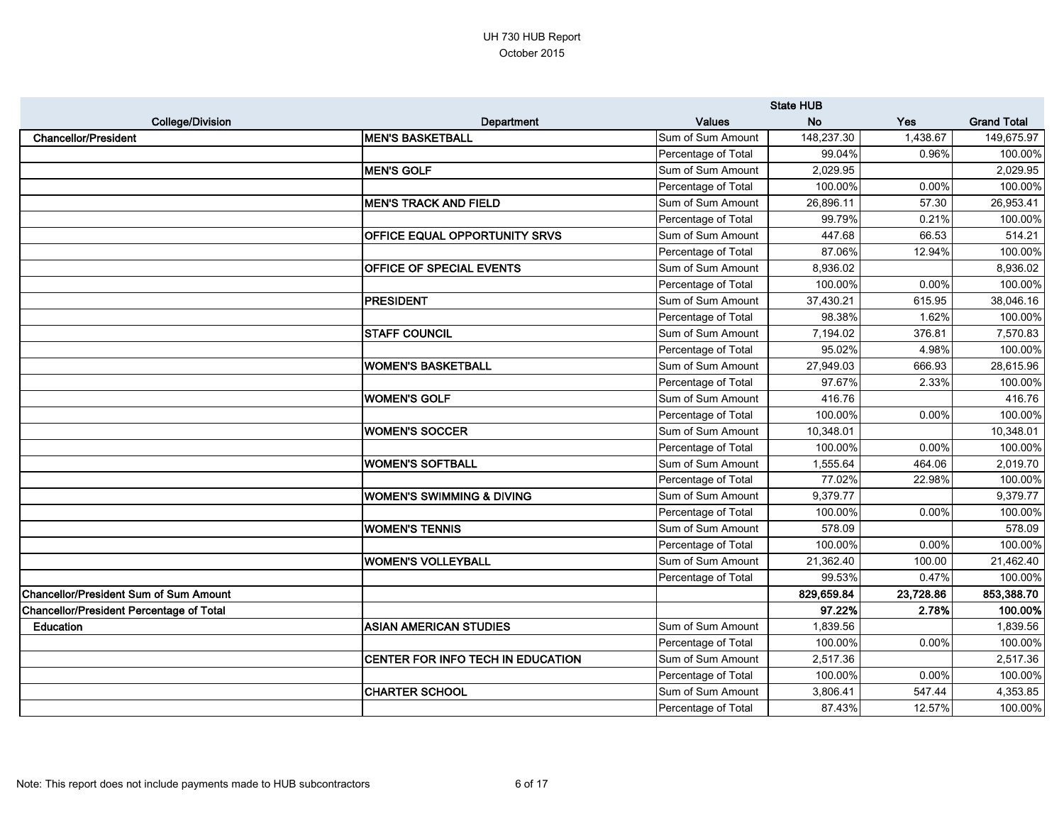UH 730 HUB Report
October 2015

| College/Division | Department | Values | State HUB No | Yes | Grand Total |
|---|---|---|---|---|---|
| Chancellor/President | MEN'S BASKETBALL | Sum of Sum Amount | 148,237.30 | 1,438.67 | 149,675.97 |
| | | Percentage of Total | 99.04% | 0.96% | 100.00% |
| | MEN'S GOLF | Sum of Sum Amount | 2,029.95 | | 2,029.95 |
| | | Percentage of Total | 100.00% | 0.00% | 100.00% |
| | MEN'S TRACK AND FIELD | Sum of Sum Amount | 26,896.11 | 57.30 | 26,953.41 |
| | | Percentage of Total | 99.79% | 0.21% | 100.00% |
| | OFFICE EQUAL OPPORTUNITY SRVS | Sum of Sum Amount | 447.68 | 66.53 | 514.21 |
| | | Percentage of Total | 87.06% | 12.94% | 100.00% |
| | OFFICE OF SPECIAL EVENTS | Sum of Sum Amount | 8,936.02 | | 8,936.02 |
| | | Percentage of Total | 100.00% | 0.00% | 100.00% |
| | PRESIDENT | Sum of Sum Amount | 37,430.21 | 615.95 | 38,046.16 |
| | | Percentage of Total | 98.38% | 1.62% | 100.00% |
| | STAFF COUNCIL | Sum of Sum Amount | 7,194.02 | 376.81 | 7,570.83 |
| | | Percentage of Total | 95.02% | 4.98% | 100.00% |
| | WOMEN'S BASKETBALL | Sum of Sum Amount | 27,949.03 | 666.93 | 28,615.96 |
| | | Percentage of Total | 97.67% | 2.33% | 100.00% |
| | WOMEN'S GOLF | Sum of Sum Amount | 416.76 | | 416.76 |
| | | Percentage of Total | 100.00% | 0.00% | 100.00% |
| | WOMEN'S SOCCER | Sum of Sum Amount | 10,348.01 | | 10,348.01 |
| | | Percentage of Total | 100.00% | 0.00% | 100.00% |
| | WOMEN'S SOFTBALL | Sum of Sum Amount | 1,555.64 | 464.06 | 2,019.70 |
| | | Percentage of Total | 77.02% | 22.98% | 100.00% |
| | WOMEN'S SWIMMING & DIVING | Sum of Sum Amount | 9,379.77 | | 9,379.77 |
| | | Percentage of Total | 100.00% | 0.00% | 100.00% |
| | WOMEN'S TENNIS | Sum of Sum Amount | 578.09 | | 578.09 |
| | | Percentage of Total | 100.00% | 0.00% | 100.00% |
| | WOMEN'S VOLLEYBALL | Sum of Sum Amount | 21,362.40 | 100.00 | 21,462.40 |
| | | Percentage of Total | 99.53% | 0.47% | 100.00% |
| **Chancellor/President Sum of Sum Amount** | | | **829,659.84** | **23,728.86** | **853,388.70** |
| **Chancellor/President Percentage of Total** | | | **97.22%** | **2.78%** | **100.00%** |
| Education | ASIAN AMERICAN STUDIES | Sum of Sum Amount | 1,839.56 | | 1,839.56 |
| | | Percentage of Total | 100.00% | 0.00% | 100.00% |
| | CENTER FOR INFO TECH IN EDUCATION | Sum of Sum Amount | 2,517.36 | | 2,517.36 |
| | | Percentage of Total | 100.00% | 0.00% | 100.00% |
| | CHARTER SCHOOL | Sum of Sum Amount | 3,806.41 | 547.44 | 4,353.85 |
| | | Percentage of Total | 87.43% | 12.57% | 100.00% |

Note: This report does not include payments made to HUB subcontractors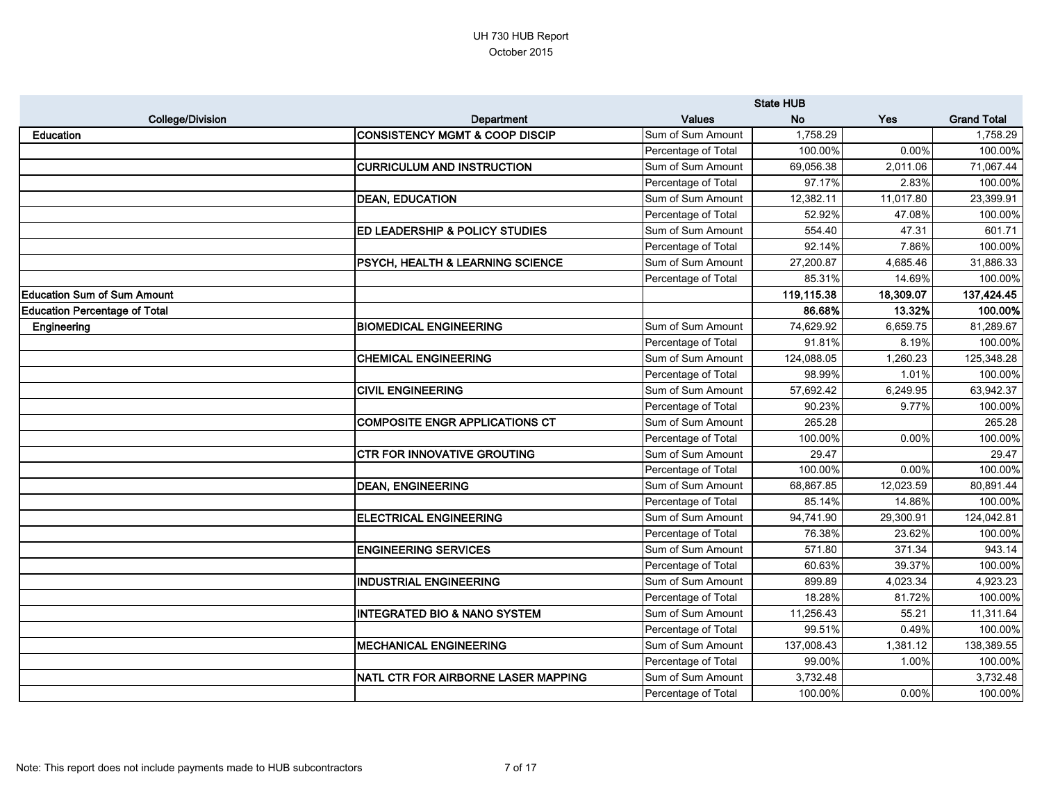UH 730 HUB Report
October 2015

| College/Division | Department | Values | State HUB No | Yes | Grand Total |
|---|---|---|---|---|---|
| Education | CONSISTENCY MGMT & COOP DISCIP | Sum of Sum Amount | 1,758.29 | | 1,758.29 |
| | | Percentage of Total | 100.00% | 0.00% | 100.00% |
| | CURRICULUM AND INSTRUCTION | Sum of Sum Amount | 69,056.38 | 2,011.06 | 71,067.44 |
| | | Percentage of Total | 97.17% | 2.83% | 100.00% |
| | DEAN, EDUCATION | Sum of Sum Amount | 12,382.11 | 11,017.80 | 23,399.91 |
| | | Percentage of Total | 52.92% | 47.08% | 100.00% |
| | ED LEADERSHIP & POLICY STUDIES | Sum of Sum Amount | 554.40 | 47.31 | 601.71 |
| | | Percentage of Total | 92.14% | 7.86% | 100.00% |
| | PSYCH, HEALTH & LEARNING SCIENCE | Sum of Sum Amount | 27,200.87 | 4,685.46 | 31,886.33 |
| | | Percentage of Total | 85.31% | 14.69% | 100.00% |
| **Education Sum of Sum Amount** | | | **119,115.38** | **18,309.07** | **137,424.45** |
| **Education Percentage of Total** | | | **86.68%** | **13.32%** | **100.00%** |
| Engineering | BIOMEDICAL ENGINEERING | Sum of Sum Amount | 74,629.92 | 6,659.75 | 81,289.67 |
| | | Percentage of Total | 91.81% | 8.19% | 100.00% |
| | CHEMICAL ENGINEERING | Sum of Sum Amount | 124,088.05 | 1,260.23 | 125,348.28 |
| | | Percentage of Total | 98.99% | 1.01% | 100.00% |
| | CIVIL ENGINEERING | Sum of Sum Amount | 57,692.42 | 6,249.95 | 63,942.37 |
| | | Percentage of Total | 90.23% | 9.77% | 100.00% |
| | COMPOSITE ENGR APPLICATIONS CT | Sum of Sum Amount | 265.28 | | 265.28 |
| | | Percentage of Total | 100.00% | 0.00% | 100.00% |
| | CTR FOR INNOVATIVE GROUTING | Sum of Sum Amount | 29.47 | | 29.47 |
| | | Percentage of Total | 100.00% | 0.00% | 100.00% |
| | DEAN, ENGINEERING | Sum of Sum Amount | 68,867.85 | 12,023.59 | 80,891.44 |
| | | Percentage of Total | 85.14% | 14.86% | 100.00% |
| | ELECTRICAL ENGINEERING | Sum of Sum Amount | 94,741.90 | 29,300.91 | 124,042.81 |
| | | Percentage of Total | 76.38% | 23.62% | 100.00% |
| | ENGINEERING SERVICES | Sum of Sum Amount | 571.80 | 371.34 | 943.14 |
| | | Percentage of Total | 60.63% | 39.37% | 100.00% |
| | INDUSTRIAL ENGINEERING | Sum of Sum Amount | 899.89 | 4,023.34 | 4,923.23 |
| | | Percentage of Total | 18.28% | 81.72% | 100.00% |
| | INTEGRATED BIO & NANO SYSTEM | Sum of Sum Amount | 11,256.43 | 55.21 | 11,311.64 |
| | | Percentage of Total | 99.51% | 0.49% | 100.00% |
| | MECHANICAL ENGINEERING | Sum of Sum Amount | 137,008.43 | 1,381.12 | 138,389.55 |
| | | Percentage of Total | 99.00% | 1.00% | 100.00% |
| | NATL CTR FOR AIRBORNE LASER MAPPING | Sum of Sum Amount | 3,732.48 | | 3,732.48 |
| | | Percentage of Total | 100.00% | 0.00% | 100.00% |

Note: This report does not include payments made to HUB subcontractors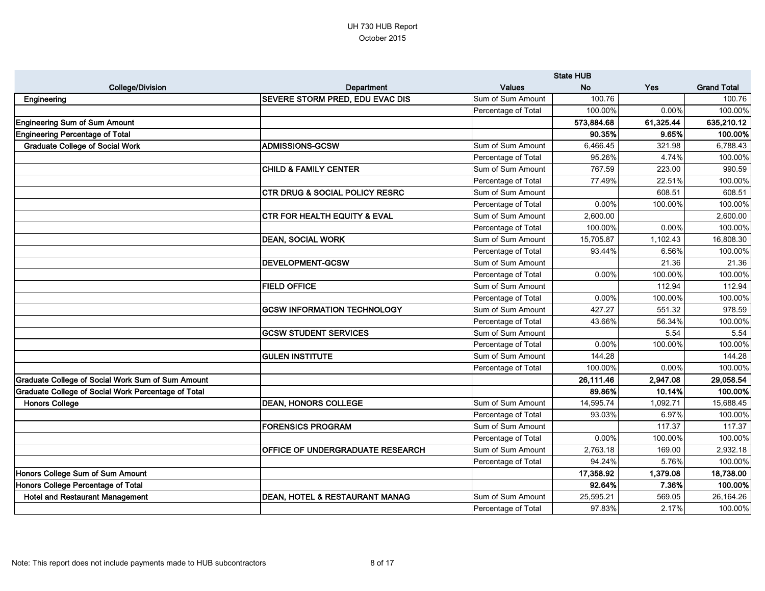| College/Division | Department | Values | State HUB No | Yes | Grand Total |
|---|---|---|---|---|---|
| Engineering | SEVERE STORM PRED, EDU EVAC DIS | Sum of Sum Amount | 100.76 | | 100.76 |
| | | Percentage of Total | 100.00% | 0.00% | 100.00% |
| **Engineering Sum of Sum Amount** | | | **573,884.68** | **61,325.44** | **635,210.12** |
| **Engineering Percentage of Total** | | | **90.35%** | **9.65%** | **100.00%** |
| Graduate College of Social Work | ADMISSIONS-GCSW | Sum of Sum Amount | 6,466.45 | 321.98 | 6,788.43 |
| | | Percentage of Total | 95.26% | 4.74% | 100.00% |
| | CHILD & FAMILY CENTER | Sum of Sum Amount | 767.59 | 223.00 | 990.59 |
| | | Percentage of Total | 77.49% | 22.51% | 100.00% |
| | CTR DRUG & SOCIAL POLICY RESRC | Sum of Sum Amount | | 608.51 | 608.51 |
| | | Percentage of Total | 0.00% | 100.00% | 100.00% |
| | CTR FOR HEALTH EQUITY & EVAL | Sum of Sum Amount | 2,600.00 | | 2,600.00 |
| | | Percentage of Total | 100.00% | 0.00% | 100.00% |
| | DEAN, SOCIAL WORK | Sum of Sum Amount | 15,705.87 | 1,102.43 | 16,808.30 |
| | | Percentage of Total | 93.44% | 6.56% | 100.00% |
| | DEVELOPMENT-GCSW | Sum of Sum Amount | | 21.36 | 21.36 |
| | | Percentage of Total | 0.00% | 100.00% | 100.00% |
| | FIELD OFFICE | Sum of Sum Amount | | 112.94 | 112.94 |
| | | Percentage of Total | 0.00% | 100.00% | 100.00% |
| | GCSW INFORMATION TECHNOLOGY | Sum of Sum Amount | 427.27 | 551.32 | 978.59 |
| | | Percentage of Total | 43.66% | 56.34% | 100.00% |
| | GCSW STUDENT SERVICES | Sum of Sum Amount | | 5.54 | 5.54 |
| | | Percentage of Total | 0.00% | 100.00% | 100.00% |
| | GULEN INSTITUTE | Sum of Sum Amount | 144.28 | | 144.28 |
| | | Percentage of Total | 100.00% | 0.00% | 100.00% |
| **Graduate College of Social Work Sum of Sum Amount** | | | **26,111.46** | **2,947.08** | **29,058.54** |
| **Graduate College of Social Work Percentage of Total** | | | **89.86%** | **10.14%** | **100.00%** |
| Honors College | DEAN, HONORS COLLEGE | Sum of Sum Amount | 14,595.74 | 1,092.71 | 15,688.45 |
| | | Percentage of Total | 93.03% | 6.97% | 100.00% |
| | FORENSICS PROGRAM | Sum of Sum Amount | | 117.37 | 117.37 |
| | | Percentage of Total | 0.00% | 100.00% | 100.00% |
| | OFFICE OF UNDERGRADUATE RESEARCH | Sum of Sum Amount | 2,763.18 | 169.00 | 2,932.18 |
| | | Percentage of Total | 94.24% | 5.76% | 100.00% |
| **Honors College Sum of Sum Amount** | | | **17,358.92** | **1,379.08** | **18,738.00** |
| **Honors College Percentage of Total** | | | **92.64%** | **7.36%** | **100.00%** |
| Hotel and Restaurant Management | DEAN, HOTEL & RESTAURANT MANAG | Sum of Sum Amount | 25,595.21 | 569.05 | 26,164.26 |
| | | Percentage of Total | 97.83% | 2.17% | 100.00% |

Note: This report does not include payments made to HUB subcontractors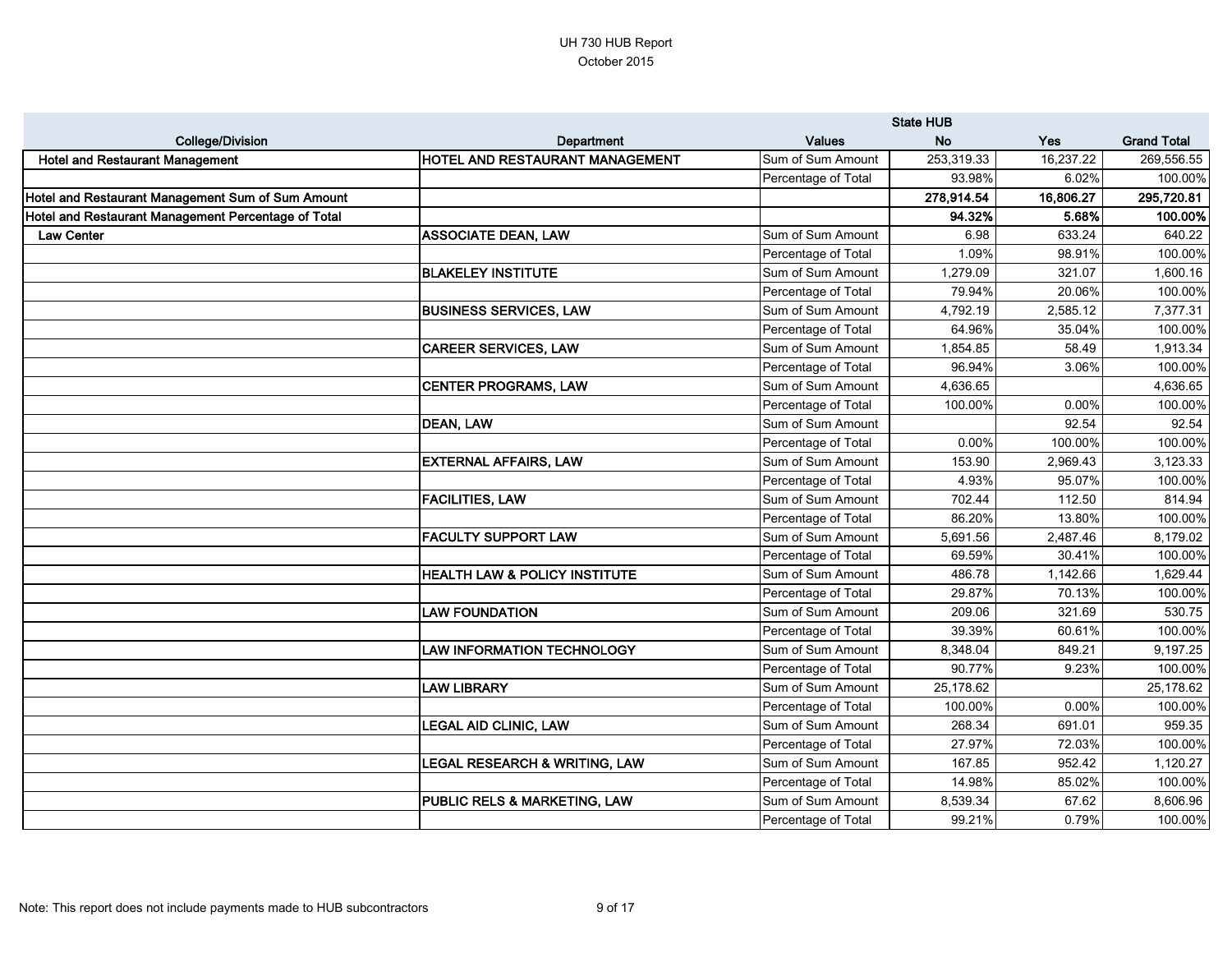UH 730 HUB Report
October 2015

| College/Division | Department | Values | State HUB No | Yes | Grand Total |
|---|---|---|---|---|---|
| **Hotel and Restaurant Management** | **HOTEL AND RESTAURANT MANAGEMENT** | Sum of Sum Amount | 253,319.33 | 16,237.22 | 269,556.55 |
| | | Percentage of Total | 93.98% | 6.02% | 100.00% |
| **Hotel and Restaurant Management Sum of Sum Amount** | | | **278,914.54** | **16,806.27** | **295,720.81** |
| **Hotel and Restaurant Management Percentage of Total** | | | **94.32%** | **5.68%** | **100.00%** |
| **Law Center** | **ASSOCIATE DEAN, LAW** | Sum of Sum Amount | 6.98 | 633.24 | 640.22 |
| | | Percentage of Total | 1.09% | 98.91% | 100.00% |
| | **BLAKELEY INSTITUTE** | Sum of Sum Amount | 1,279.09 | 321.07 | 1,600.16 |
| | | Percentage of Total | 79.94% | 20.06% | 100.00% |
| | **BUSINESS SERVICES, LAW** | Sum of Sum Amount | 4,792.19 | 2,585.12 | 7,377.31 |
| | | Percentage of Total | 64.96% | 35.04% | 100.00% |
| | **CAREER SERVICES, LAW** | Sum of Sum Amount | 1,854.85 | 58.49 | 1,913.34 |
| | | Percentage of Total | 96.94% | 3.06% | 100.00% |
| | **CENTER PROGRAMS, LAW** | Sum of Sum Amount | 4,636.65 | | 4,636.65 |
| | | Percentage of Total | 100.00% | 0.00% | 100.00% |
| | **DEAN, LAW** | Sum of Sum Amount | | 92.54 | 92.54 |
| | | Percentage of Total | 0.00% | 100.00% | 100.00% |
| | **EXTERNAL AFFAIRS, LAW** | Sum of Sum Amount | 153.90 | 2,969.43 | 3,123.33 |
| | | Percentage of Total | 4.93% | 95.07% | 100.00% |
| | **FACILITIES, LAW** | Sum of Sum Amount | 702.44 | 112.50 | 814.94 |
| | | Percentage of Total | 86.20% | 13.80% | 100.00% |
| | **FACULTY SUPPORT LAW** | Sum of Sum Amount | 5,691.56 | 2,487.46 | 8,179.02 |
| | | Percentage of Total | 69.59% | 30.41% | 100.00% |
| | **HEALTH LAW & POLICY INSTITUTE** | Sum of Sum Amount | 486.78 | 1,142.66 | 1,629.44 |
| | | Percentage of Total | 29.87% | 70.13% | 100.00% |
| | **LAW FOUNDATION** | Sum of Sum Amount | 209.06 | 321.69 | 530.75 |
| | | Percentage of Total | 39.39% | 60.61% | 100.00% |
| | **LAW INFORMATION TECHNOLOGY** | Sum of Sum Amount | 8,348.04 | 849.21 | 9,197.25 |
| | | Percentage of Total | 90.77% | 9.23% | 100.00% |
| | **LAW LIBRARY** | Sum of Sum Amount | 25,178.62 | | 25,178.62 |
| | | Percentage of Total | 100.00% | 0.00% | 100.00% |
| | **LEGAL AID CLINIC, LAW** | Sum of Sum Amount | 268.34 | 691.01 | 959.35 |
| | | Percentage of Total | 27.97% | 72.03% | 100.00% |
| | **LEGAL RESEARCH & WRITING, LAW** | Sum of Sum Amount | 167.85 | 952.42 | 1,120.27 |
| | | Percentage of Total | 14.98% | 85.02% | 100.00% |
| | **PUBLIC RELS & MARKETING, LAW** | Sum of Sum Amount | 8,539.34 | 67.62 | 8,606.96 |
| | | Percentage of Total | 99.21% | 0.79% | 100.00% |

Note: This report does not include payments made to HUB subcontractors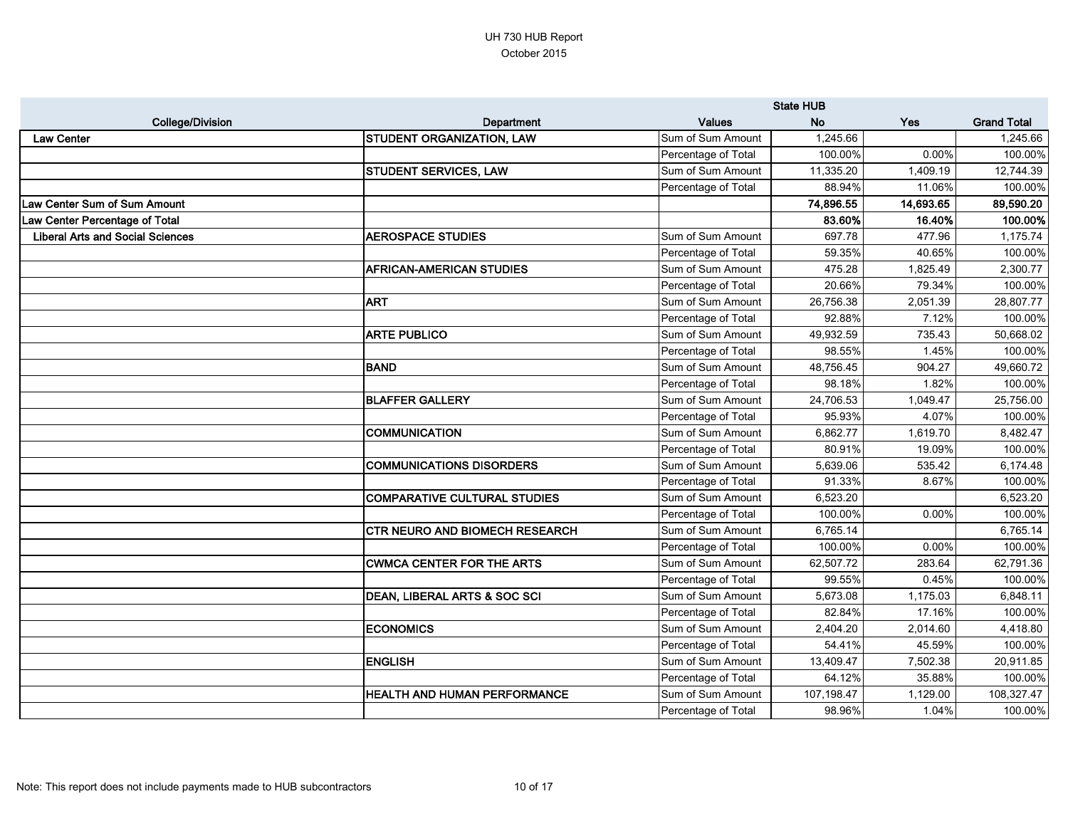UH 730 HUB Report
October 2015

| College/Division | Department | Values | State HUB | | |
|---|---|---|---|---|---|
| | | | No | Yes | Grand Total |
| Law Center | STUDENT ORGANIZATION, LAW | Sum of Sum Amount | 1,245.66 | | 1,245.66 |
| | | Percentage of Total | 100.00% | 0.00% | 100.00% |
| | STUDENT SERVICES, LAW | Sum of Sum Amount | 11,335.20 | 1,409.19 | 12,744.39 |
| | | Percentage of Total | 88.94% | 11.06% | 100.00% |
| Law Center Sum of Sum Amount | | | **74,896.55** | **14,693.65** | **89,590.20** |
| Law Center Percentage of Total | | | **83.60%** | **16.40%** | **100.00%** |
| Liberal Arts and Social Sciences | AEROSPACE STUDIES | Sum of Sum Amount | 697.78 | 477.96 | 1,175.74 |
| | | Percentage of Total | 59.35% | 40.65% | 100.00% |
| | AFRICAN-AMERICAN STUDIES | Sum of Sum Amount | 475.28 | 1,825.49 | 2,300.77 |
| | | Percentage of Total | 20.66% | 79.34% | 100.00% |
| | ART | Sum of Sum Amount | 26,756.38 | 2,051.39 | 28,807.77 |
| | | Percentage of Total | 92.88% | 7.12% | 100.00% |
| | ARTE PUBLICO | Sum of Sum Amount | 49,932.59 | 735.43 | 50,668.02 |
| | | Percentage of Total | 98.55% | 1.45% | 100.00% |
| | BAND | Sum of Sum Amount | 48,756.45 | 904.27 | 49,660.72 |
| | | Percentage of Total | 98.18% | 1.82% | 100.00% |
| | BLAFFER GALLERY | Sum of Sum Amount | 24,706.53 | 1,049.47 | 25,756.00 |
| | | Percentage of Total | 95.93% | 4.07% | 100.00% |
| | COMMUNICATION | Sum of Sum Amount | 6,862.77 | 1,619.70 | 8,482.47 |
| | | Percentage of Total | 80.91% | 19.09% | 100.00% |
| | COMMUNICATIONS DISORDERS | Sum of Sum Amount | 5,639.06 | 535.42 | 6,174.48 |
| | | Percentage of Total | 91.33% | 8.67% | 100.00% |
| | COMPARATIVE CULTURAL STUDIES | Sum of Sum Amount | 6,523.20 | | 6,523.20 |
| | | Percentage of Total | 100.00% | 0.00% | 100.00% |
| | CTR NEURO AND BIOMECH RESEARCH | Sum of Sum Amount | 6,765.14 | | 6,765.14 |
| | | Percentage of Total | 100.00% | 0.00% | 100.00% |
| | CWMCA CENTER FOR THE ARTS | Sum of Sum Amount | 62,507.72 | 283.64 | 62,791.36 |
| | | Percentage of Total | 99.55% | 0.45% | 100.00% |
| | DEAN, LIBERAL ARTS & SOC SCI | Sum of Sum Amount | 5,673.08 | 1,175.03 | 6,848.11 |
| | | Percentage of Total | 82.84% | 17.16% | 100.00% |
| | ECONOMICS | Sum of Sum Amount | 2,404.20 | 2,014.60 | 4,418.80 |
| | | Percentage of Total | 54.41% | 45.59% | 100.00% |
| | ENGLISH | Sum of Sum Amount | 13,409.47 | 7,502.38 | 20,911.85 |
| | | Percentage of Total | 64.12% | 35.88% | 100.00% |
| | HEALTH AND HUMAN PERFORMANCE | Sum of Sum Amount | 107,198.47 | 1,129.00 | 108,327.47 |
| | | Percentage of Total | 98.96% | 1.04% | 100.00% |

Note: This report does not include payments made to HUB subcontractors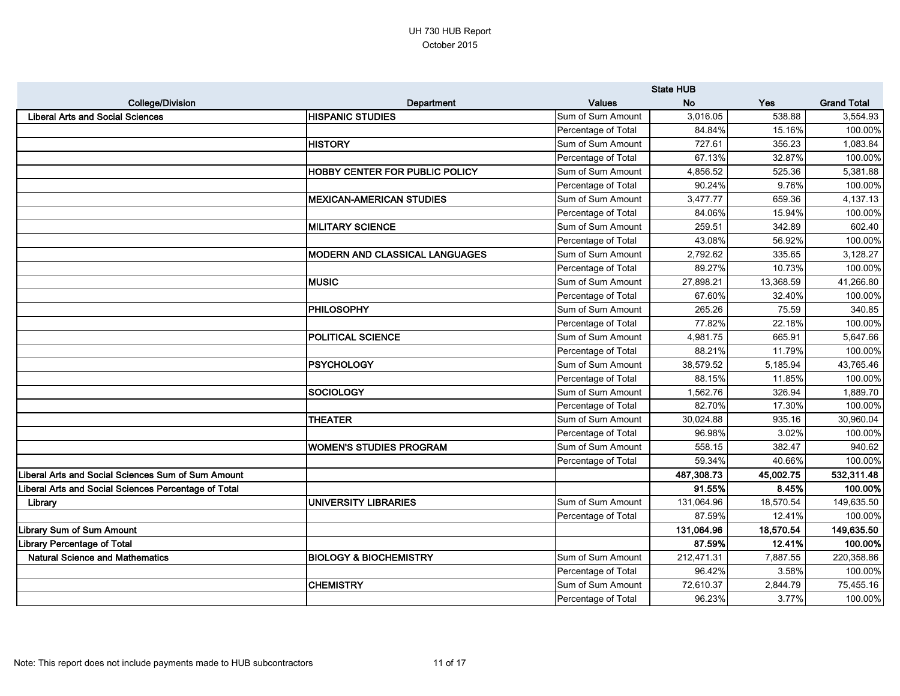UH 730 HUB Report
October 2015

| College/Division | Department | Values | State HUB | | |
|---|---|---|---|---|---|
| | | | No | Yes | Grand Total |
| Liberal Arts and Social Sciences | HISPANIC STUDIES | Sum of Sum Amount | 3,016.05 | 538.88 | 3,554.93 |
| | | Percentage of Total | 84.84% | 15.16% | 100.00% |
| | HISTORY | Sum of Sum Amount | 727.61 | 356.23 | 1,083.84 |
| | | Percentage of Total | 67.13% | 32.87% | 100.00% |
| | HOBBY CENTER FOR PUBLIC POLICY | Sum of Sum Amount | 4,856.52 | 525.36 | 5,381.88 |
| | | Percentage of Total | 90.24% | 9.76% | 100.00% |
| | MEXICAN-AMERICAN STUDIES | Sum of Sum Amount | 3,477.77 | 659.36 | 4,137.13 |
| | | Percentage of Total | 84.06% | 15.94% | 100.00% |
| | MILITARY SCIENCE | Sum of Sum Amount | 259.51 | 342.89 | 602.40 |
| | | Percentage of Total | 43.08% | 56.92% | 100.00% |
| | MODERN AND CLASSICAL LANGUAGES | Sum of Sum Amount | 2,792.62 | 335.65 | 3,128.27 |
| | | Percentage of Total | 89.27% | 10.73% | 100.00% |
| | MUSIC | Sum of Sum Amount | 27,898.21 | 13,368.59 | 41,266.80 |
| | | Percentage of Total | 67.60% | 32.40% | 100.00% |
| | PHILOSOPHY | Sum of Sum Amount | 265.26 | 75.59 | 340.85 |
| | | Percentage of Total | 77.82% | 22.18% | 100.00% |
| | POLITICAL SCIENCE | Sum of Sum Amount | 4,981.75 | 665.91 | 5,647.66 |
| | | Percentage of Total | 88.21% | 11.79% | 100.00% |
| | PSYCHOLOGY | Sum of Sum Amount | 38,579.52 | 5,185.94 | 43,765.46 |
| | | Percentage of Total | 88.15% | 11.85% | 100.00% |
| | SOCIOLOGY | Sum of Sum Amount | 1,562.76 | 326.94 | 1,889.70 |
| | | Percentage of Total | 82.70% | 17.30% | 100.00% |
| | THEATER | Sum of Sum Amount | 30,024.88 | 935.16 | 30,960.04 |
| | | Percentage of Total | 96.98% | 3.02% | 100.00% |
| | WOMEN'S STUDIES PROGRAM | Sum of Sum Amount | 558.15 | 382.47 | 940.62 |
| | | Percentage of Total | 59.34% | 40.66% | 100.00% |
| **Liberal Arts and Social Sciences Sum of Sum Amount** | | | **487,308.73** | **45,002.75** | **532,311.48** |
| **Liberal Arts and Social Sciences Percentage of Total** | | | **91.55%** | **8.45%** | **100.00%** |
| Library | UNIVERSITY LIBRARIES | Sum of Sum Amount | 131,064.96 | 18,570.54 | 149,635.50 |
| | | Percentage of Total | 87.59% | 12.41% | 100.00% |
| **Library Sum of Sum Amount** | | | **131,064.96** | **18,570.54** | **149,635.50** |
| **Library Percentage of Total** | | | **87.59%** | **12.41%** | **100.00%** |
| Natural Science and Mathematics | BIOLOGY & BIOCHEMISTRY | Sum of Sum Amount | 212,471.31 | 7,887.55 | 220,358.86 |
| | | Percentage of Total | 96.42% | 3.58% | 100.00% |
| | CHEMISTRY | Sum of Sum Amount | 72,610.37 | 2,844.79 | 75,455.16 |
| | | Percentage of Total | 96.23% | 3.77% | 100.00% |

Note: This report does not include payments made to HUB subcontractors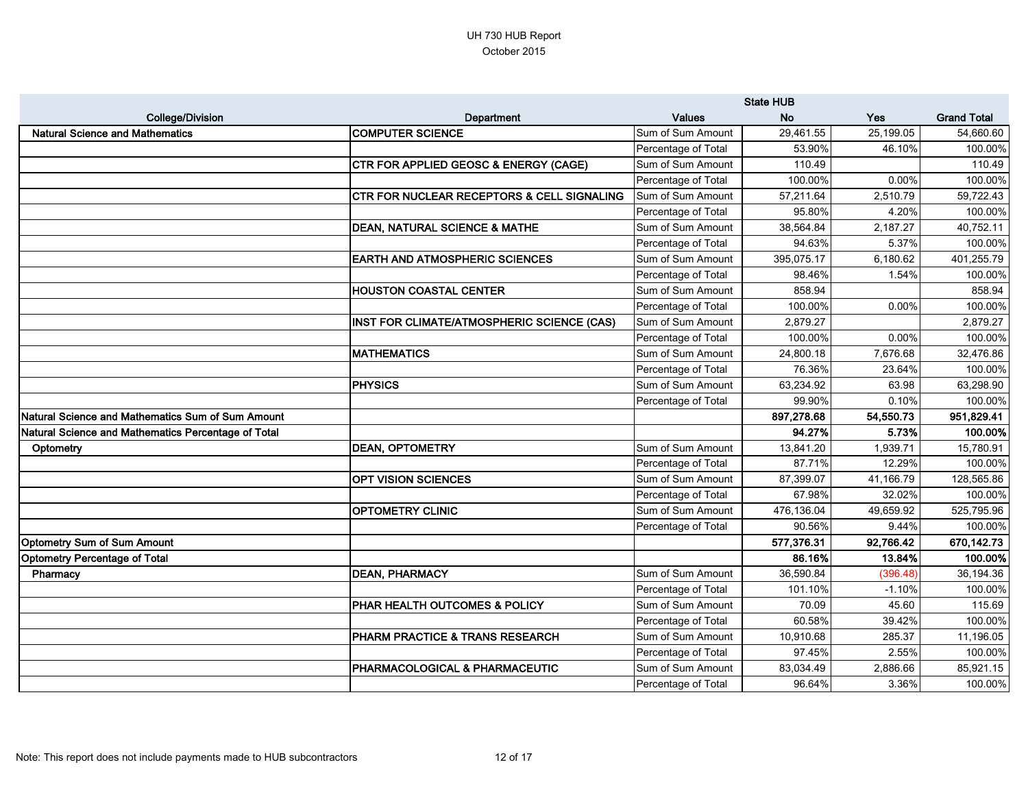UH 730 HUB Report
October 2015

| College/Division | Department | Values | State HUB No | Yes | Grand Total |
|---|---|---|---|---|---|
| Natural Science and Mathematics | COMPUTER SCIENCE | Sum of Sum Amount | 29,461.55 | 25,199.05 | 54,660.60 |
| | | Percentage of Total | 53.90% | 46.10% | 100.00% |
| | CTR FOR APPLIED GEOSC & ENERGY (CAGE) | Sum of Sum Amount | 110.49 | | 110.49 |
| | | Percentage of Total | 100.00% | 0.00% | 100.00% |
| | CTR FOR NUCLEAR RECEPTORS & CELL SIGNALING | Sum of Sum Amount | 57,211.64 | 2,510.79 | 59,722.43 |
| | | Percentage of Total | 95.80% | 4.20% | 100.00% |
| | DEAN, NATURAL SCIENCE & MATHE | Sum of Sum Amount | 38,564.84 | 2,187.27 | 40,752.11 |
| | | Percentage of Total | 94.63% | 5.37% | 100.00% |
| | EARTH AND ATMOSPHERIC SCIENCES | Sum of Sum Amount | 395,075.17 | 6,180.62 | 401,255.79 |
| | | Percentage of Total | 98.46% | 1.54% | 100.00% |
| | HOUSTON COASTAL CENTER | Sum of Sum Amount | 858.94 | | 858.94 |
| | | Percentage of Total | 100.00% | 0.00% | 100.00% |
| | INST FOR CLIMATE/ATMOSPHERIC SCIENCE (CAS) | Sum of Sum Amount | 2,879.27 | | 2,879.27 |
| | | Percentage of Total | 100.00% | 0.00% | 100.00% |
| | MATHEMATICS | Sum of Sum Amount | 24,800.18 | 7,676.68 | 32,476.86 |
| | | Percentage of Total | 76.36% | 23.64% | 100.00% |
| | PHYSICS | Sum of Sum Amount | 63,234.92 | 63.98 | 63,298.90 |
| | | Percentage of Total | 99.90% | 0.10% | 100.00% |
| **Natural Science and Mathematics Sum of Sum Amount** | | | **897,278.68** | **54,550.73** | **951,829.41** |
| **Natural Science and Mathematics Percentage of Total** | | | **94.27%** | **5.73%** | **100.00%** |
| Optometry | DEAN, OPTOMETRY | Sum of Sum Amount | 13,841.20 | 1,939.71 | 15,780.91 |
| | | Percentage of Total | 87.71% | 12.29% | 100.00% |
| | OPT VISION SCIENCES | Sum of Sum Amount | 87,399.07 | 41,166.79 | 128,565.86 |
| | | Percentage of Total | 67.98% | 32.02% | 100.00% |
| | OPTOMETRY CLINIC | Sum of Sum Amount | 476,136.04 | 49,659.92 | 525,795.96 |
| | | Percentage of Total | 90.56% | 9.44% | 100.00% |
| **Optometry Sum of Sum Amount** | | | **577,376.31** | **92,766.42** | **670,142.73** |
| **Optometry Percentage of Total** | | | **86.16%** | **13.84%** | **100.00%** |
| Pharmacy | DEAN, PHARMACY | Sum of Sum Amount | 36,590.84 | (396.48) | 36,194.36 |
| | | Percentage of Total | 101.10% | -1.10% | 100.00% |
| | PHAR HEALTH OUTCOMES & POLICY | Sum of Sum Amount | 70.09 | 45.60 | 115.69 |
| | | Percentage of Total | 60.58% | 39.42% | 100.00% |
| | PHARM PRACTICE & TRANS RESEARCH | Sum of Sum Amount | 10,910.68 | 285.37 | 11,196.05 |
| | | Percentage of Total | 97.45% | 2.55% | 100.00% |
| | PHARMACOLOGICAL & PHARMACEUTIC | Sum of Sum Amount | 83,034.49 | 2,886.66 | 85,921.15 |
| | | Percentage of Total | 96.64% | 3.36% | 100.00% |

Note: This report does not include payments made to HUB subcontractors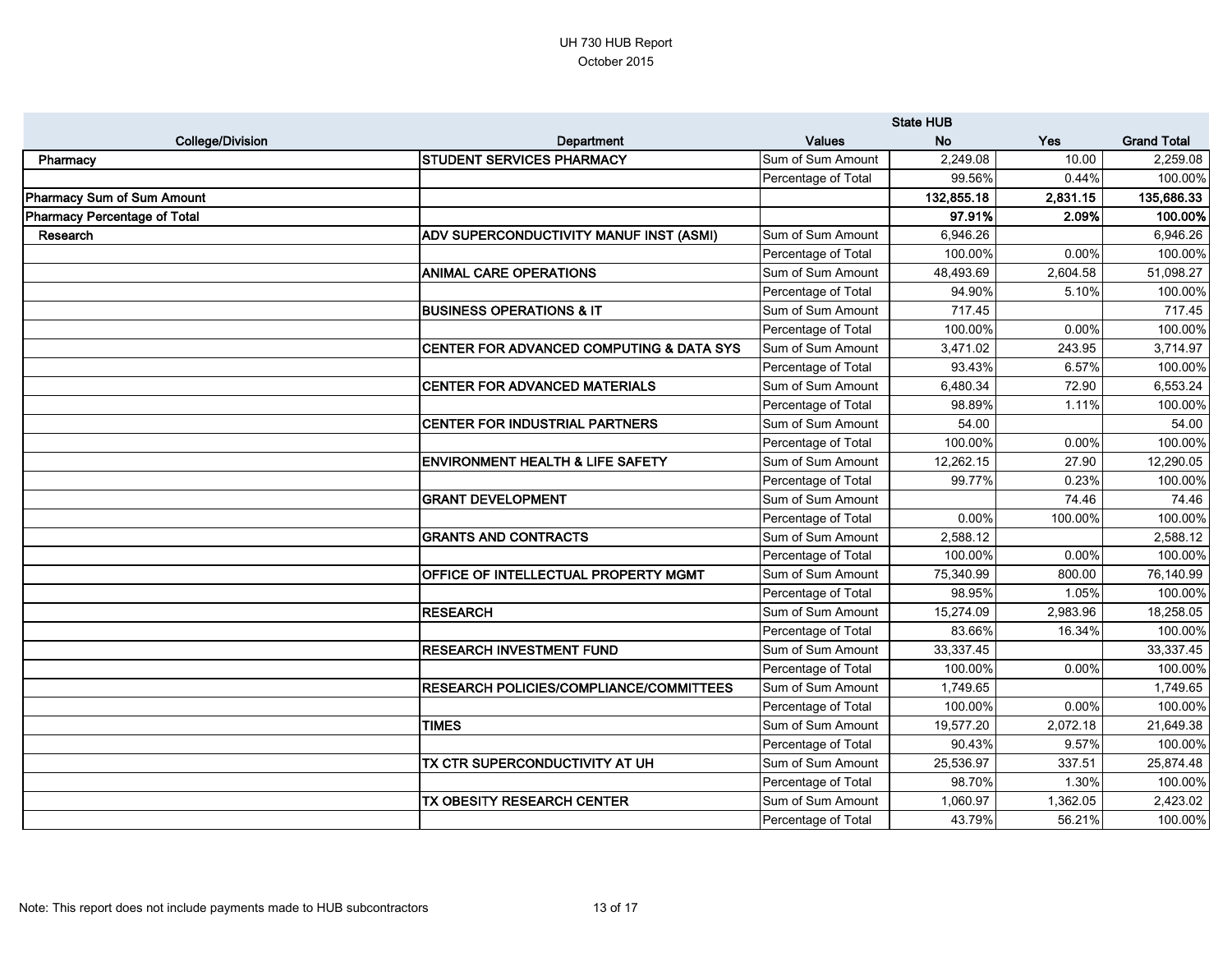# UH 730 HUB Report
## October 2015

| College/Division | Department | Values | State HUB No | Yes | Grand Total |
|---|---|---|---|---|---|
| Pharmacy | STUDENT SERVICES PHARMACY | Sum of Sum Amount | 2,249.08 | 10.00 | 2,259.08 |
| | | Percentage of Total | 99.56% | 0.44% | 100.00% |
| **Pharmacy Sum of Sum Amount** | | | **132,855.18** | **2,831.15** | **135,686.33** |
| **Pharmacy Percentage of Total** | | | **97.91%** | **2.09%** | **100.00%** |
| Research | ADV SUPERCONDUCTIVITY MANUF INST (ASMI) | Sum of Sum Amount | 6,946.26 | | 6,946.26 |
| | | Percentage of Total | 100.00% | 0.00% | 100.00% |
| | ANIMAL CARE OPERATIONS | Sum of Sum Amount | 48,493.69 | 2,604.58 | 51,098.27 |
| | | Percentage of Total | 94.90% | 5.10% | 100.00% |
| | BUSINESS OPERATIONS & IT | Sum of Sum Amount | 717.45 | | 717.45 |
| | | Percentage of Total | 100.00% | 0.00% | 100.00% |
| | CENTER FOR ADVANCED COMPUTING & DATA SYS | Sum of Sum Amount | 3,471.02 | 243.95 | 3,714.97 |
| | | Percentage of Total | 93.43% | 6.57% | 100.00% |
| | CENTER FOR ADVANCED MATERIALS | Sum of Sum Amount | 6,480.34 | 72.90 | 6,553.24 |
| | | Percentage of Total | 98.89% | 1.11% | 100.00% |
| | CENTER FOR INDUSTRIAL PARTNERS | Sum of Sum Amount | 54.00 | | 54.00 |
| | | Percentage of Total | 100.00% | 0.00% | 100.00% |
| | ENVIRONMENT HEALTH & LIFE SAFETY | Sum of Sum Amount | 12,262.15 | 27.90 | 12,290.05 |
| | | Percentage of Total | 99.77% | 0.23% | 100.00% |
| | GRANT DEVELOPMENT | Sum of Sum Amount | | 74.46 | 74.46 |
| | | Percentage of Total | 0.00% | 100.00% | 100.00% |
| | GRANTS AND CONTRACTS | Sum of Sum Amount | 2,588.12 | | 2,588.12 |
| | | Percentage of Total | 100.00% | 0.00% | 100.00% |
| | OFFICE OF INTELLECTUAL PROPERTY MGMT | Sum of Sum Amount | 75,340.99 | 800.00 | 76,140.99 |
| | | Percentage of Total | 98.95% | 1.05% | 100.00% |
| | RESEARCH | Sum of Sum Amount | 15,274.09 | 2,983.96 | 18,258.05 |
| | | Percentage of Total | 83.66% | 16.34% | 100.00% |
| | RESEARCH INVESTMENT FUND | Sum of Sum Amount | 33,337.45 | | 33,337.45 |
| | | Percentage of Total | 100.00% | 0.00% | 100.00% |
| | RESEARCH POLICIES/COMPLIANCE/COMMITTEES | Sum of Sum Amount | 1,749.65 | | 1,749.65 |
| | | Percentage of Total | 100.00% | 0.00% | 100.00% |
| | TIMES | Sum of Sum Amount | 19,577.20 | 2,072.18 | 21,649.38 |
| | | Percentage of Total | 90.43% | 9.57% | 100.00% |
| | TX CTR SUPERCONDUCTIVITY AT UH | Sum of Sum Amount | 25,536.97 | 337.51 | 25,874.48 |
| | | Percentage of Total | 98.70% | 1.30% | 100.00% |
| | TX OBESITY RESEARCH CENTER | Sum of Sum Amount | 1,060.97 | 1,362.05 | 2,423.02 |
| | | Percentage of Total | 43.79% | 56.21% | 100.00% |

Note: This report does not include payments made to HUB subcontractors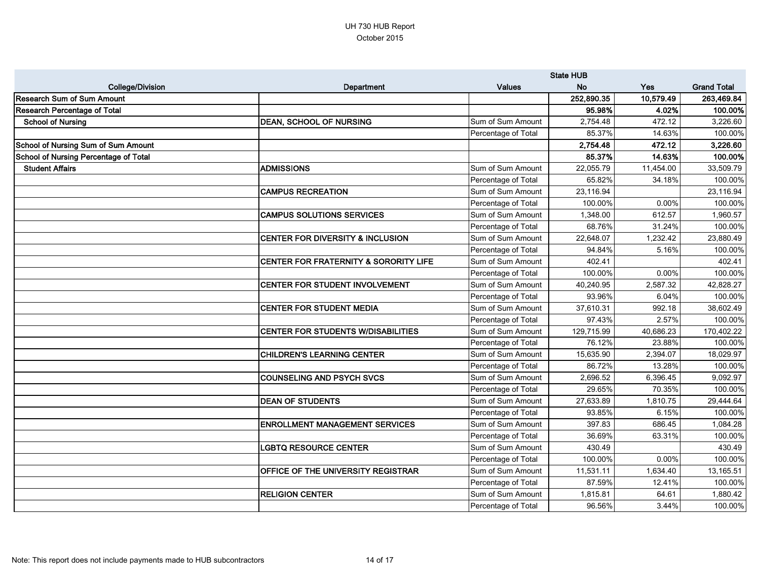UH 730 HUB Report

October 2015

| College/Division | Department | Values | State HUB No | Yes | Grand Total |
|---|---|---|---|---|---|
| **Research Sum of Sum Amount** | | | **252,890.35** | **10,579.49** | **263,469.84** |
| **Research Percentage of Total** | | | **95.98%** | **4.02%** | **100.00%** |
| **School of Nursing** | **DEAN, SCHOOL OF NURSING** | Sum of Sum Amount | 2,754.48 | 472.12 | 3,226.60 |
| | | Percentage of Total | 85.37% | 14.63% | 100.00% |
| **School of Nursing Sum of Sum Amount** | | | **2,754.48** | **472.12** | **3,226.60** |
| **School of Nursing Percentage of Total** | | | **85.37%** | **14.63%** | **100.00%** |
| **Student Affairs** | **ADMISSIONS** | Sum of Sum Amount | 22,055.79 | 11,454.00 | 33,509.79 |
| | | Percentage of Total | 65.82% | 34.18% | 100.00% |
| | **CAMPUS RECREATION** | Sum of Sum Amount | 23,116.94 | | 23,116.94 |
| | | Percentage of Total | 100.00% | 0.00% | 100.00% |
| | **CAMPUS SOLUTIONS SERVICES** | Sum of Sum Amount | 1,348.00 | 612.57 | 1,960.57 |
| | | Percentage of Total | 68.76% | 31.24% | 100.00% |
| | **CENTER FOR DIVERSITY & INCLUSION** | Sum of Sum Amount | 22,648.07 | 1,232.42 | 23,880.49 |
| | | Percentage of Total | 94.84% | 5.16% | 100.00% |
| | **CENTER FOR FRATERNITY & SORORITY LIFE** | Sum of Sum Amount | 402.41 | | 402.41 |
| | | Percentage of Total | 100.00% | 0.00% | 100.00% |
| | **CENTER FOR STUDENT INVOLVEMENT** | Sum of Sum Amount | 40,240.95 | 2,587.32 | 42,828.27 |
| | | Percentage of Total | 93.96% | 6.04% | 100.00% |
| | **CENTER FOR STUDENT MEDIA** | Sum of Sum Amount | 37,610.31 | 992.18 | 38,602.49 |
| | | Percentage of Total | 97.43% | 2.57% | 100.00% |
| | **CENTER FOR STUDENTS W/DISABILITIES** | Sum of Sum Amount | 129,715.99 | 40,686.23 | 170,402.22 |
| | | Percentage of Total | 76.12% | 23.88% | 100.00% |
| | **CHILDREN'S LEARNING CENTER** | Sum of Sum Amount | 15,635.90 | 2,394.07 | 18,029.97 |
| | | Percentage of Total | 86.72% | 13.28% | 100.00% |
| | **COUNSELING AND PSYCH SVCS** | Sum of Sum Amount | 2,696.52 | 6,396.45 | 9,092.97 |
| | | Percentage of Total | 29.65% | 70.35% | 100.00% |
| | **DEAN OF STUDENTS** | Sum of Sum Amount | 27,633.89 | 1,810.75 | 29,444.64 |
| | | Percentage of Total | 93.85% | 6.15% | 100.00% |
| | **ENROLLMENT MANAGEMENT SERVICES** | Sum of Sum Amount | 397.83 | 686.45 | 1,084.28 |
| | | Percentage of Total | 36.69% | 63.31% | 100.00% |
| | **LGBTQ RESOURCE CENTER** | Sum of Sum Amount | 430.49 | | 430.49 |
| | | Percentage of Total | 100.00% | 0.00% | 100.00% |
| | **OFFICE OF THE UNIVERSITY REGISTRAR** | Sum of Sum Amount | 11,531.11 | 1,634.40 | 13,165.51 |
| | | Percentage of Total | 87.59% | 12.41% | 100.00% |
| | **RELIGION CENTER** | Sum of Sum Amount | 1,815.81 | 64.61 | 1,880.42 |
| | | Percentage of Total | 96.56% | 3.44% | 100.00% |

Note: This report does not include payments made to HUB subcontractors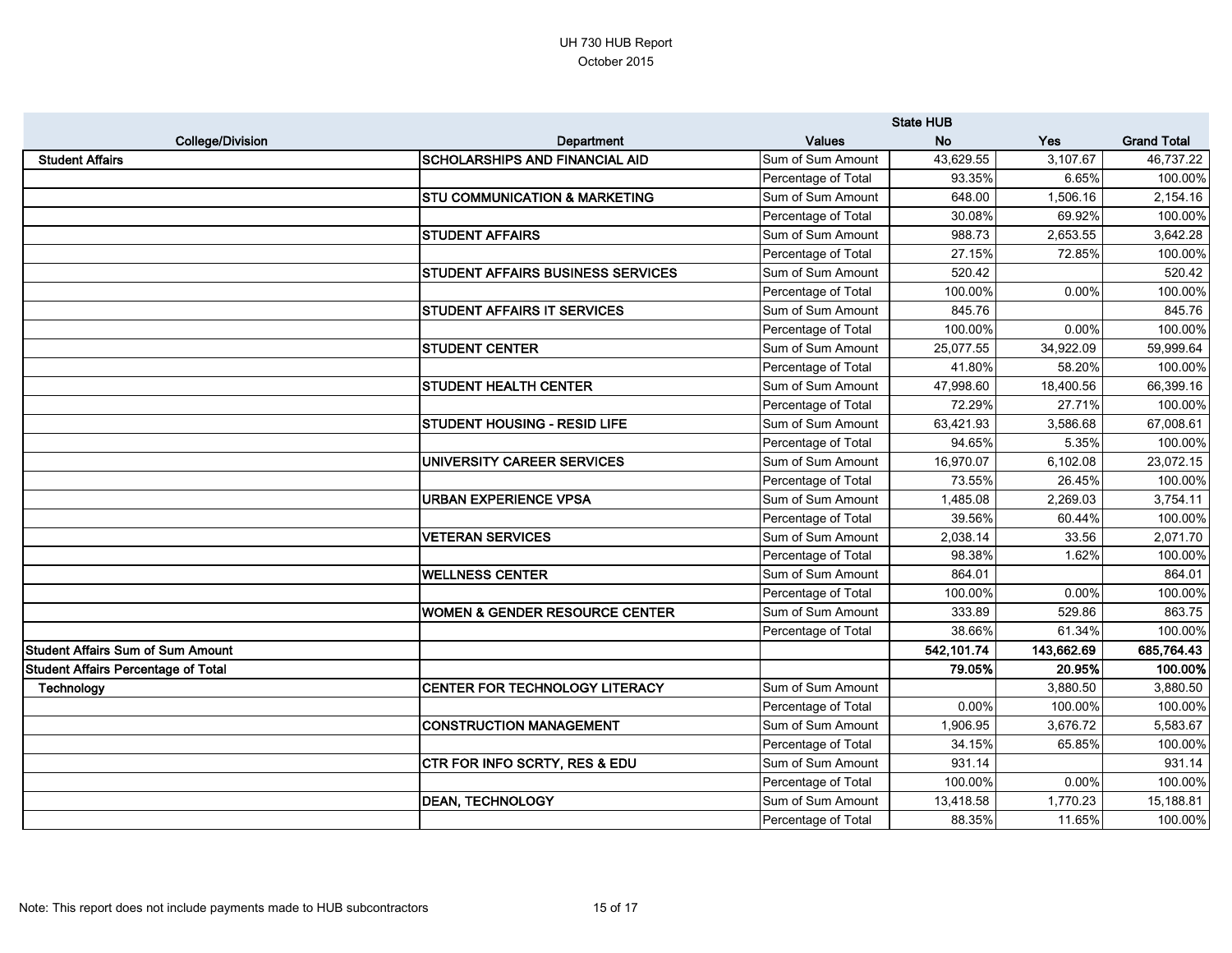UH 730 HUB Report
October 2015

| College/Division | Department | Values | State HUB No | Yes | Grand Total |
|---|---|---|---|---|---|
| Student Affairs | SCHOLARSHIPS AND FINANCIAL AID | Sum of Sum Amount | 43,629.55 | 3,107.67 | 46,737.22 |
| | | Percentage of Total | 93.35% | 6.65% | 100.00% |
| | STU COMMUNICATION & MARKETING | Sum of Sum Amount | 648.00 | 1,506.16 | 2,154.16 |
| | | Percentage of Total | 30.08% | 69.92% | 100.00% |
| | STUDENT AFFAIRS | Sum of Sum Amount | 988.73 | 2,653.55 | 3,642.28 |
| | | Percentage of Total | 27.15% | 72.85% | 100.00% |
| | STUDENT AFFAIRS BUSINESS SERVICES | Sum of Sum Amount | 520.42 | | 520.42 |
| | | Percentage of Total | 100.00% | 0.00% | 100.00% |
| | STUDENT AFFAIRS IT SERVICES | Sum of Sum Amount | 845.76 | | 845.76 |
| | | Percentage of Total | 100.00% | 0.00% | 100.00% |
| | STUDENT CENTER | Sum of Sum Amount | 25,077.55 | 34,922.09 | 59,999.64 |
| | | Percentage of Total | 41.80% | 58.20% | 100.00% |
| | STUDENT HEALTH CENTER | Sum of Sum Amount | 47,998.60 | 18,400.56 | 66,399.16 |
| | | Percentage of Total | 72.29% | 27.71% | 100.00% |
| | STUDENT HOUSING - RESID LIFE | Sum of Sum Amount | 63,421.93 | 3,586.68 | 67,008.61 |
| | | Percentage of Total | 94.65% | 5.35% | 100.00% |
| | UNIVERSITY CAREER SERVICES | Sum of Sum Amount | 16,970.07 | 6,102.08 | 23,072.15 |
| | | Percentage of Total | 73.55% | 26.45% | 100.00% |
| | URBAN EXPERIENCE VPSA | Sum of Sum Amount | 1,485.08 | 2,269.03 | 3,754.11 |
| | | Percentage of Total | 39.56% | 60.44% | 100.00% |
| | VETERAN SERVICES | Sum of Sum Amount | 2,038.14 | 33.56 | 2,071.70 |
| | | Percentage of Total | 98.38% | 1.62% | 100.00% |
| | WELLNESS CENTER | Sum of Sum Amount | 864.01 | | 864.01 |
| | | Percentage of Total | 100.00% | 0.00% | 100.00% |
| | WOMEN & GENDER RESOURCE CENTER | Sum of Sum Amount | 333.89 | 529.86 | 863.75 |
| | | Percentage of Total | 38.66% | 61.34% | 100.00% |
| **Student Affairs Sum of Sum Amount** | | | **542,101.74** | **143,662.69** | **685,764.43** |
| **Student Affairs Percentage of Total** | | | **79.05%** | **20.95%** | **100.00%** |
| Technology | CENTER FOR TECHNOLOGY LITERACY | Sum of Sum Amount | | 3,880.50 | 3,880.50 |
| | | Percentage of Total | 0.00% | 100.00% | 100.00% |
| | CONSTRUCTION MANAGEMENT | Sum of Sum Amount | 1,906.95 | 3,676.72 | 5,583.67 |
| | | Percentage of Total | 34.15% | 65.85% | 100.00% |
| | CTR FOR INFO SCRTY, RES & EDU | Sum of Sum Amount | 931.14 | | 931.14 |
| | | Percentage of Total | 100.00% | 0.00% | 100.00% |
| | DEAN, TECHNOLOGY | Sum of Sum Amount | 13,418.58 | 1,770.23 | 15,188.81 |
| | | Percentage of Total | 88.35% | 11.65% | 100.00% |

Note: This report does not include payments made to HUB subcontractors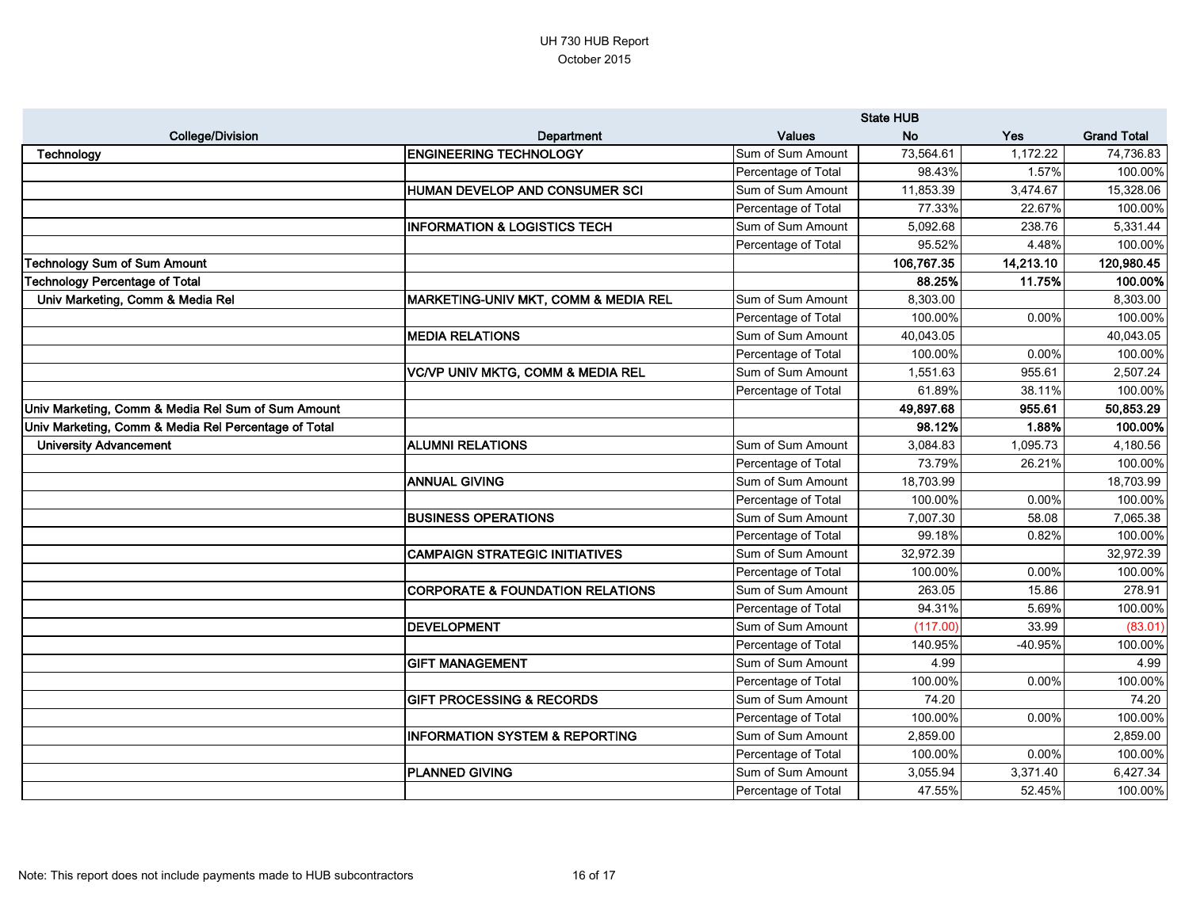UH 730 HUB Report
October 2015

| College/Division | Department | Values | State HUB | | |
|---|---|---|---|---|---|
| | | | No | Yes | Grand Total |
| Technology | ENGINEERING TECHNOLOGY | Sum of Sum Amount | 73,564.61 | 1,172.22 | 74,736.83 |
| | | Percentage of Total | 98.43% | 1.57% | 100.00% |
| | HUMAN DEVELOP AND CONSUMER SCI | Sum of Sum Amount | 11,853.39 | 3,474.67 | 15,328.06 |
| | | Percentage of Total | 77.33% | 22.67% | 100.00% |
| | INFORMATION & LOGISTICS TECH | Sum of Sum Amount | 5,092.68 | 238.76 | 5,331.44 |
| | | Percentage of Total | 95.52% | 4.48% | 100.00% |
| **Technology Sum of Sum Amount** | | | **106,767.35** | **14,213.10** | **120,980.45** |
| **Technology Percentage of Total** | | | **88.25%** | **11.75%** | **100.00%** |
| Univ Marketing, Comm & Media Rel | MARKETING-UNIV MKT, COMM & MEDIA REL | Sum of Sum Amount | 8,303.00 | | 8,303.00 |
| | | Percentage of Total | 100.00% | 0.00% | 100.00% |
| | MEDIA RELATIONS | Sum of Sum Amount | 40,043.05 | | 40,043.05 |
| | | Percentage of Total | 100.00% | 0.00% | 100.00% |
| | VC/VP UNIV MKTG, COMM & MEDIA REL | Sum of Sum Amount | 1,551.63 | 955.61 | 2,507.24 |
| | | Percentage of Total | 61.89% | 38.11% | 100.00% |
| **Univ Marketing, Comm & Media Rel Sum of Sum Amount** | | | **49,897.68** | **955.61** | **50,853.29** |
| **Univ Marketing, Comm & Media Rel Percentage of Total** | | | **98.12%** | **1.88%** | **100.00%** |
| University Advancement | ALUMNI RELATIONS | Sum of Sum Amount | 3,084.83 | 1,095.73 | 4,180.56 |
| | | Percentage of Total | 73.79% | 26.21% | 100.00% |
| | ANNUAL GIVING | Sum of Sum Amount | 18,703.99 | | 18,703.99 |
| | | Percentage of Total | 100.00% | 0.00% | 100.00% |
| | BUSINESS OPERATIONS | Sum of Sum Amount | 7,007.30 | 58.08 | 7,065.38 |
| | | Percentage of Total | 99.18% | 0.82% | 100.00% |
| | CAMPAIGN STRATEGIC INITIATIVES | Sum of Sum Amount | 32,972.39 | | 32,972.39 |
| | | Percentage of Total | 100.00% | 0.00% | 100.00% |
| | CORPORATE & FOUNDATION RELATIONS | Sum of Sum Amount | 263.05 | 15.86 | 278.91 |
| | | Percentage of Total | 94.31% | 5.69% | 100.00% |
| | DEVELOPMENT | Sum of Sum Amount | (117.00) | 33.99 | (83.01) |
| | | Percentage of Total | 140.95% | -40.95% | 100.00% |
| | GIFT MANAGEMENT | Sum of Sum Amount | 4.99 | | 4.99 |
| | | Percentage of Total | 100.00% | 0.00% | 100.00% |
| | GIFT PROCESSING & RECORDS | Sum of Sum Amount | 74.20 | | 74.20 |
| | | Percentage of Total | 100.00% | 0.00% | 100.00% |
| | INFORMATION SYSTEM & REPORTING | Sum of Sum Amount | 2,859.00 | | 2,859.00 |
| | | Percentage of Total | 100.00% | 0.00% | 100.00% |
| | PLANNED GIVING | Sum of Sum Amount | 3,055.94 | 3,371.40 | 6,427.34 |
| | | Percentage of Total | 47.55% | 52.45% | 100.00% |

Note: This report does not include payments made to HUB subcontractors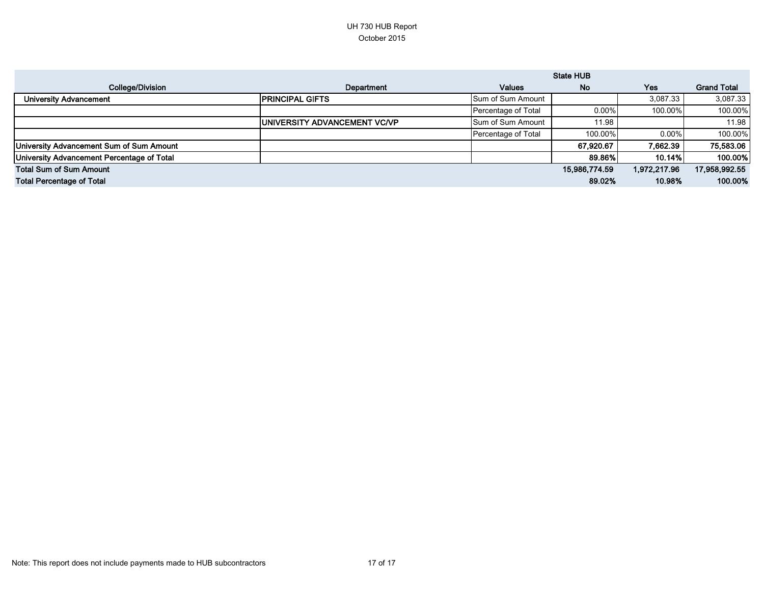UH 730 HUB Report
October 2015

| College/Division | Department | Values | State HUB No | Yes | Grand Total |
|---|---|---|---|---|---|
| **University Advancement** | **PRINCIPAL GIFTS** | Sum of Sum Amount | | 3,087.33 | 3,087.33 |
| | | Percentage of Total | 0.00% | 100.00% | 100.00% |
| | **UNIVERSITY ADVANCEMENT VC/VP** | Sum of Sum Amount | 11.98 | | 11.98 |
| | | Percentage of Total | 100.00% | 0.00% | 100.00% |
| **University Advancement Sum of Sum Amount** | | | **67,920.67** | **7,662.39** | **75,583.06** |
| **University Advancement Percentage of Total** | | | **89.86%** | **10.14%** | **100.00%** |
| **Total Sum of Sum Amount** | | | **15,986,774.59** | **1,972,217.96** | **17,958,992.55** |
| **Total Percentage of Total** | | | **89.02%** | **10.98%** | **100.00%** |

Note: This report does not include payments made to HUB subcontractors